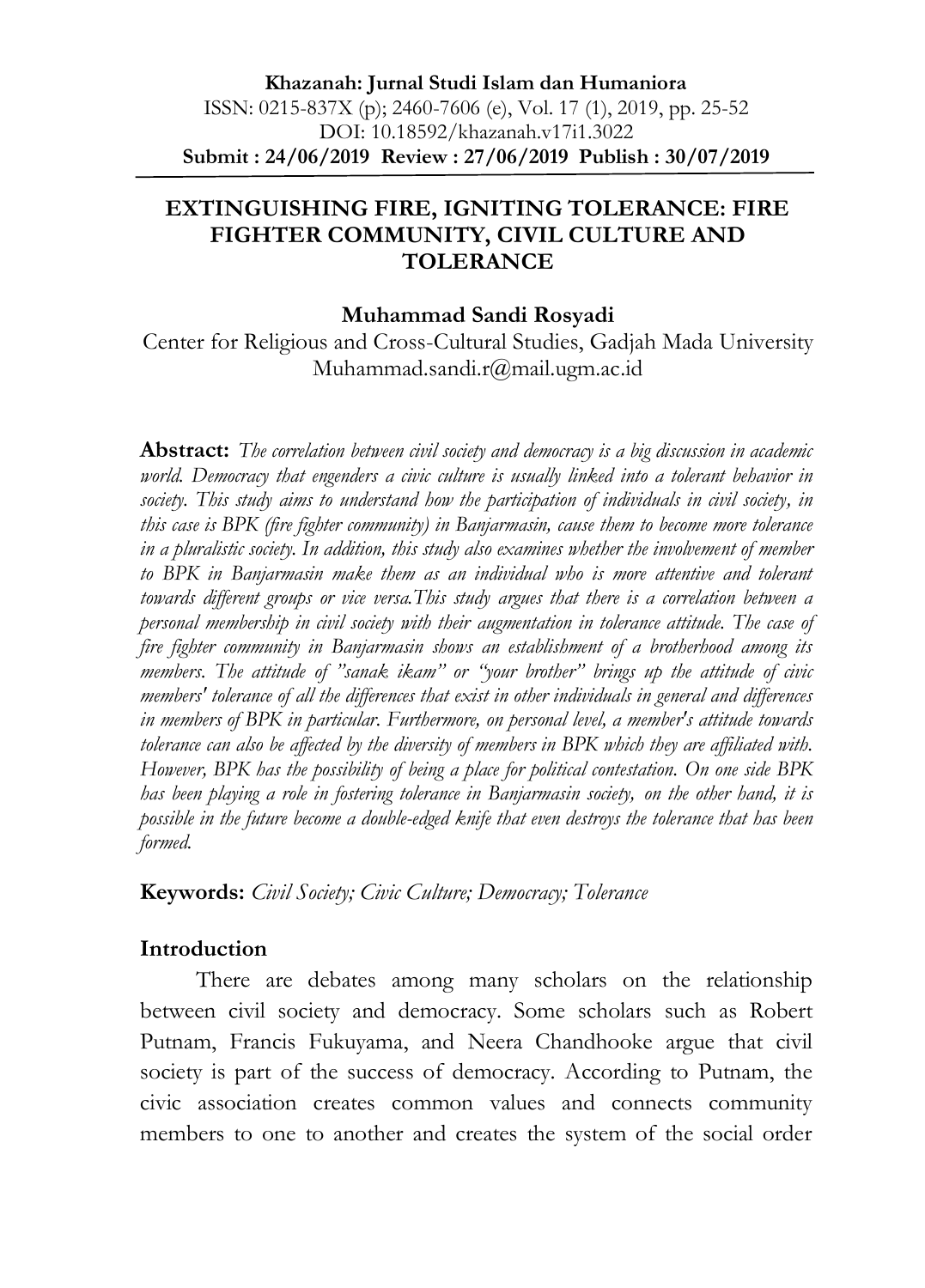**Khazanah: Jurnal Studi Islam dan Humaniora**
ISSN: 0215-837X (p); 2460-7606 (e), Vol. 17 (1), 2019, pp. 25-52
DOI: 10.18592/khazanah.v17i1.3022
**Submit : 24/06/2019 Review : 27/06/2019 Publish : 30/07/2019**

# EXTINGUISHING FIRE, IGNITING TOLERANCE: FIRE FIGHTER COMMUNITY, CIVIL CULTURE AND TOLERANCE

**Muhammad Sandi Rosyadi**

Center for Religious and Cross-Cultural Studies, Gadjah Mada University
Muhammad.sandi.r@mail.ugm.ac.id

**Abstract:** *The correlation between civil society and democracy is a big discussion in academic world. Democracy that engenders a civic culture is usually linked into a tolerant behavior in society. This study aims to understand how the participation of individuals in civil society, in this case is BPK (fire fighter community) in Banjarmasin, cause them to become more tolerance in a pluralistic society. In addition, this study also examines whether the involvement of member to BPK in Banjarmasin make them as an individual who is more attentive and tolerant towards different groups or vice versa.This study argues that there is a correlation between a personal membership in civil society with their augmentation in tolerance attitude. The case of fire fighter community in Banjarmasin shows an establishment of a brotherhood among its members. The attitude of "sanak ikam" or "your brother" brings up the attitude of civic members' tolerance of all the differences that exist in other individuals in general and differences in members of BPK in particular. Furthermore, on personal level, a member's attitude towards tolerance can also be affected by the diversity of members in BPK which they are affiliated with. However, BPK has the possibility of being a place for political contestation. On one side BPK has been playing a role in fostering tolerance in Banjarmasin society, on the other hand, it is possible in the future become a double-edged knife that even destroys the tolerance that has been formed.*

**Keywords:** *Civil Society; Civic Culture; Democracy; Tolerance*

## Introduction

There are debates among many scholars on the relationship between civil society and democracy. Some scholars such as Robert Putnam, Francis Fukuyama, and Neera Chandhooke argue that civil society is part of the success of democracy. According to Putnam, the civic association creates common values and connects community members to one to another and creates the system of the social order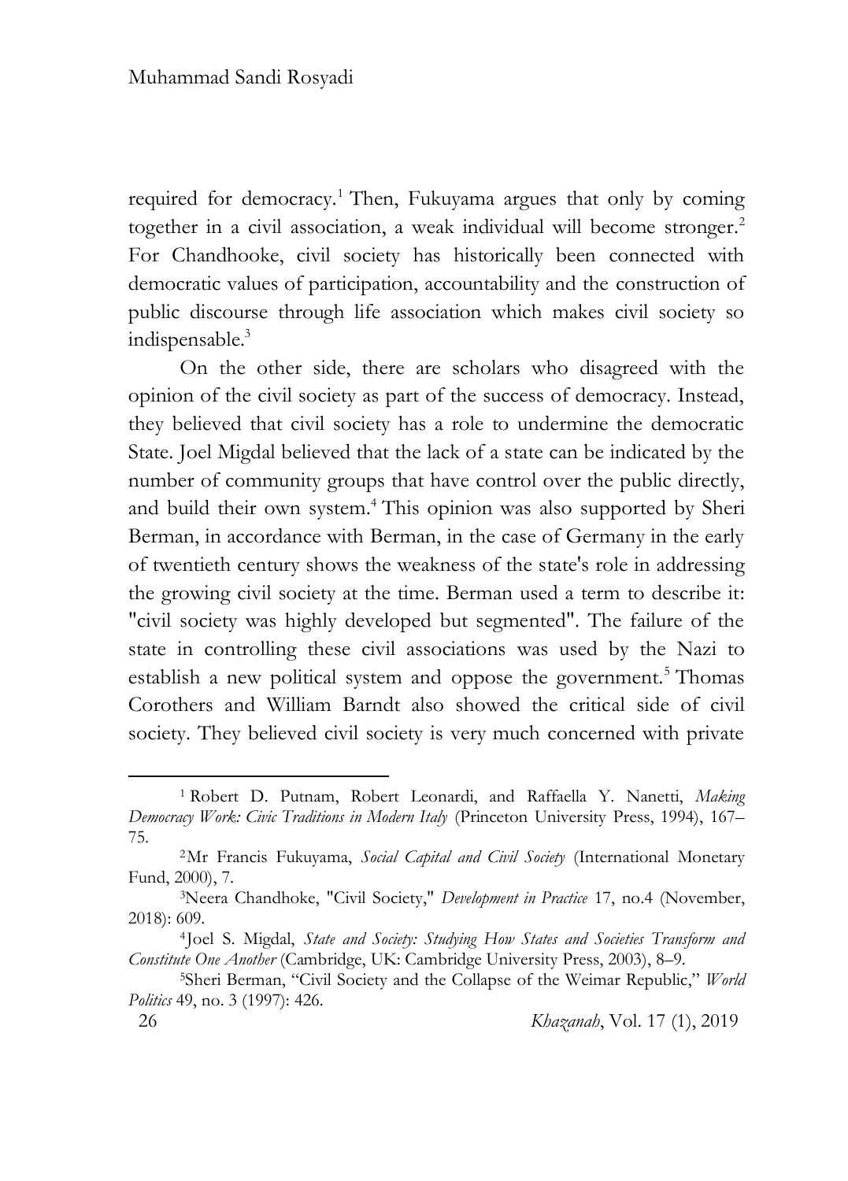required for democracy.[1] Then, Fukuyama argues that only by coming together in a civil association, a weak individual will become stronger.[2] For Chandhooke, civil society has historically been connected with democratic values of participation, accountability and the construction of public discourse through life association which makes civil society so indispensable.[3]

On the other side, there are scholars who disagreed with the opinion of the civil society as part of the success of democracy. Instead, they believed that civil society has a role to undermine the democratic State. Joel Migdal believed that the lack of a state can be indicated by the number of community groups that have control over the public directly, and build their own system.[4] This opinion was also supported by Sheri Berman, in accordance with Berman, in the case of Germany in the early of twentieth century shows the weakness of the state's role in addressing the growing civil society at the time. Berman used a term to describe it: "civil society was highly developed but segmented". The failure of the state in controlling these civil associations was used by the Nazi to establish a new political system and oppose the government.[5] Thomas Corothers and William Barndt also showed the critical side of civil society. They believed civil society is very much concerned with private

---

[1] Robert D. Putnam, Robert Leonardi, and Raffaella Y. Nanetti, *Making Democracy Work: Civic Traditions in Modern Italy* (Princeton University Press, 1994), 167–75.

[2] Mr Francis Fukuyama, *Social Capital and Civil Society* (International Monetary Fund, 2000), 7.

[3] Neera Chandhoke, "Civil Society," *Development in Practice* 17, no.4 (November, 2018): 609.

[4] Joel S. Migdal, *State and Society: Studying How States and Societies Transform and Constitute One Another* (Cambridge, UK: Cambridge University Press, 2003), 8–9.

[5] Sheri Berman, "Civil Society and the Collapse of the Weimar Republic," *World Politics* 49, no. 3 (1997): 426.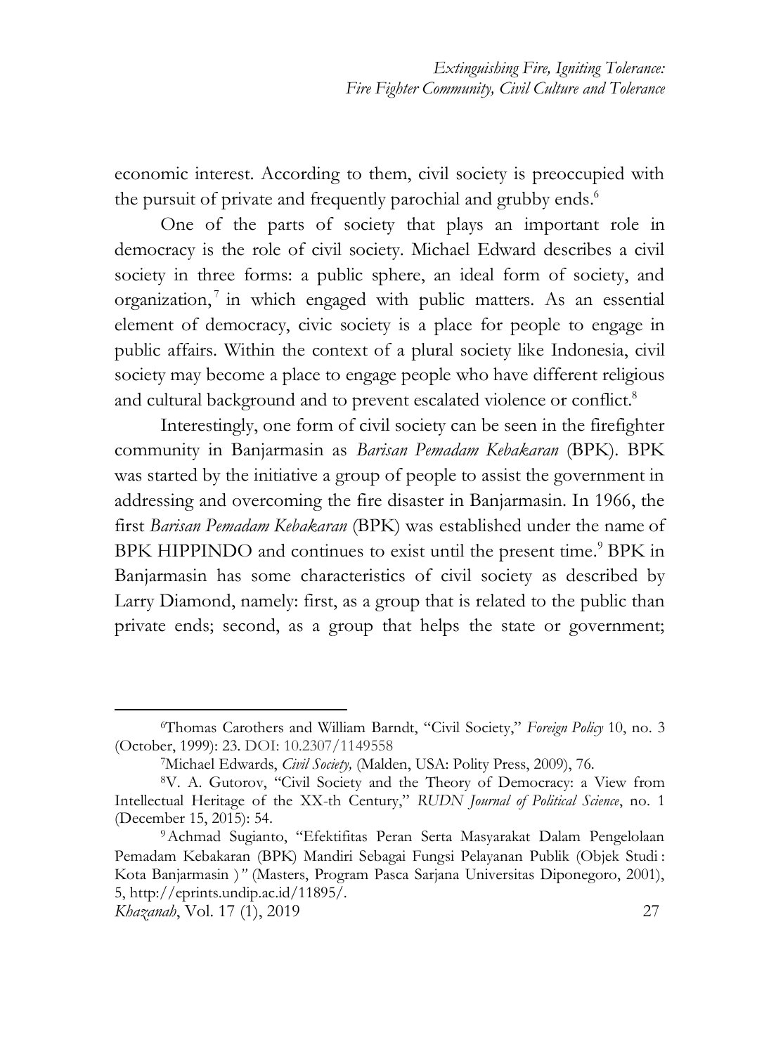economic interest. According to them, civil society is preoccupied with the pursuit of private and frequently parochial and grubby ends.[6]

One of the parts of society that plays an important role in democracy is the role of civil society. Michael Edward describes a civil society in three forms: a public sphere, an ideal form of society, and organization,[7] in which engaged with public matters. As an essential element of democracy, civic society is a place for people to engage in public affairs. Within the context of a plural society like Indonesia, civil society may become a place to engage people who have different religious and cultural background and to prevent escalated violence or conflict.[8]

Interestingly, one form of civil society can be seen in the firefighter community in Banjarmasin as *Barisan Pemadam Kebakaran* (BPK). BPK was started by the initiative a group of people to assist the government in addressing and overcoming the fire disaster in Banjarmasin. In 1966, the first *Barisan Pemadam Kebakaran* (BPK) was established under the name of BPK HIPPINDO and continues to exist until the present time.[9] BPK in Banjarmasin has some characteristics of civil society as described by Larry Diamond, namely: first, as a group that is related to the public than private ends; second, as a group that helps the state or government;

---

[6] Thomas Carothers and William Barndt, "Civil Society," *Foreign Policy* 10, no. 3 (October, 1999): 23. DOI: 10.2307/1149558

[7] Michael Edwards, *Civil Society,* (Malden, USA: Polity Press, 2009), 76.

[8] V. A. Gutorov, "Civil Society and the Theory of Democracy: a View from Intellectual Heritage of the XX-th Century," *RUDN Journal of Political Science*, no. 1 (December 15, 2015): 54.

[9] Achmad Sugianto, "Efektifitas Peran Serta Masyarakat Dalam Pengelolaan Pemadam Kebakaran (BPK) Mandiri Sebagai Fungsi Pelayanan Publik (Objek Studi : Kota Banjarmasin )*"* (Masters, Program Pasca Sarjana Universitas Diponegoro, 2001), 5, http://eprints.undip.ac.id/11895/.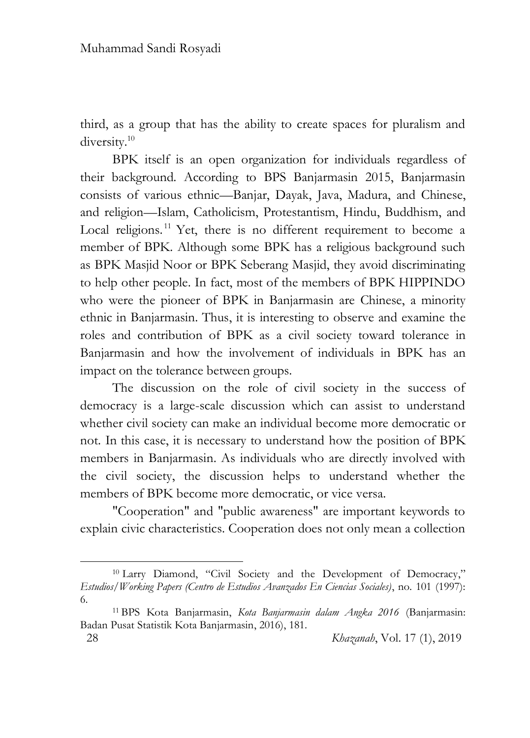third, as a group that has the ability to create spaces for pluralism and diversity.[10]

BPK itself is an open organization for individuals regardless of their background. According to BPS Banjarmasin 2015, Banjarmasin consists of various ethnic—Banjar, Dayak, Java, Madura, and Chinese, and religion—Islam, Catholicism, Protestantism, Hindu, Buddhism, and Local religions.[11] Yet, there is no different requirement to become a member of BPK. Although some BPK has a religious background such as BPK Masjid Noor or BPK Seberang Masjid, they avoid discriminating to help other people. In fact, most of the members of BPK HIPPINDO who were the pioneer of BPK in Banjarmasin are Chinese, a minority ethnic in Banjarmasin. Thus, it is interesting to observe and examine the roles and contribution of BPK as a civil society toward tolerance in Banjarmasin and how the involvement of individuals in BPK has an impact on the tolerance between groups.

The discussion on the role of civil society in the success of democracy is a large-scale discussion which can assist to understand whether civil society can make an individual become more democratic or not. In this case, it is necessary to understand how the position of BPK members in Banjarmasin. As individuals who are directly involved with the civil society, the discussion helps to understand whether the members of BPK become more democratic, or vice versa.

"Cooperation" and "public awareness" are important keywords to explain civic characteristics. Cooperation does not only mean a collection

---

[10] Larry Diamond, "Civil Society and the Development of Democracy," *Estudios/Working Papers (Centro de Estudios Avanzados En Ciencias Sociales)*, no. 101 (1997): 6.

[11] BPS Kota Banjarmasin, *Kota Banjarmasin dalam Angka 2016* (Banjarmasin: Badan Pusat Statistik Kota Banjarmasin, 2016), 181.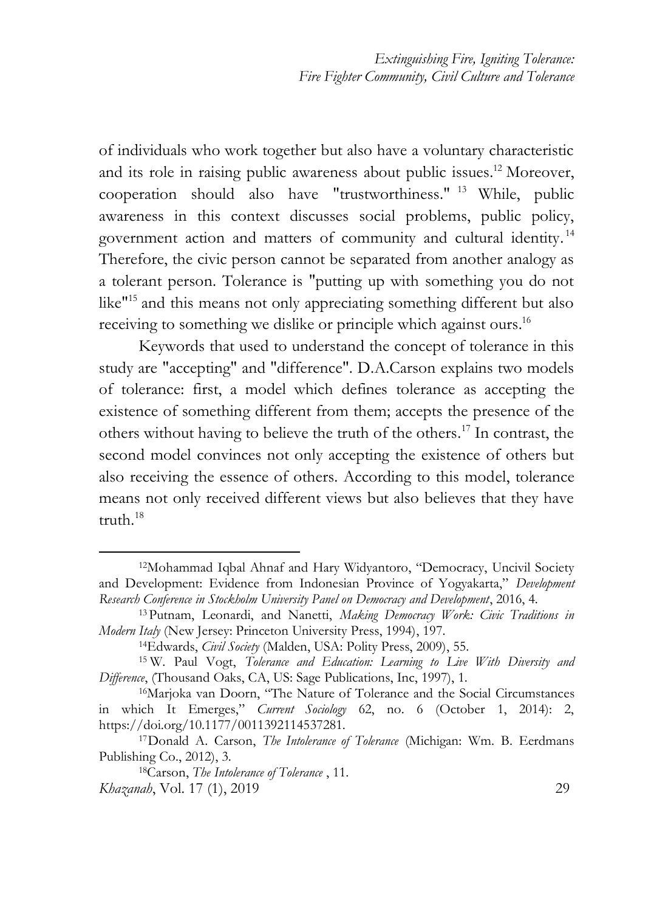of individuals who work together but also have a voluntary characteristic and its role in raising public awareness about public issues.[12] Moreover, cooperation should also have "trustworthiness." [13] While, public awareness in this context discusses social problems, public policy, government action and matters of community and cultural identity.[14] Therefore, the civic person cannot be separated from another analogy as a tolerant person. Tolerance is "putting up with something you do not like"[15] and this means not only appreciating something different but also receiving to something we dislike or principle which against ours.[16]

Keywords that used to understand the concept of tolerance in this study are "accepting" and "difference". D.A.Carson explains two models of tolerance: first, a model which defines tolerance as accepting the existence of something different from them; accepts the presence of the others without having to believe the truth of the others.[17] In contrast, the second model convinces not only accepting the existence of others but also receiving the essence of others. According to this model, tolerance means not only received different views but also believes that they have truth.[18]

---

[12] Mohammad Iqbal Ahnaf and Hary Widyantoro, "Democracy, Uncivil Society and Development: Evidence from Indonesian Province of Yogyakarta," *Development Research Conference in Stockholm University Panel on Democracy and Development*, 2016, 4.

[13] Putnam, Leonardi, and Nanetti, *Making Democracy Work: Civic Traditions in Modern Italy* (New Jersey: Princeton University Press, 1994), 197.

[14] Edwards, *Civil Society* (Malden, USA: Polity Press, 2009), 55.

[15] W. Paul Vogt, *Tolerance and Education: Learning to Live With Diversity and Difference*, (Thousand Oaks, CA, US: Sage Publications, Inc, 1997), 1.

[16] Marjoka van Doorn, "The Nature of Tolerance and the Social Circumstances in which It Emerges," *Current Sociology* 62, no. 6 (October 1, 2014): 2, https://doi.org/10.1177/0011392114537281.

[17] Donald A. Carson, *The Intolerance of Tolerance* (Michigan: Wm. B. Eerdmans Publishing Co., 2012), 3.

[18] Carson, *The Intolerance of Tolerance* , 11.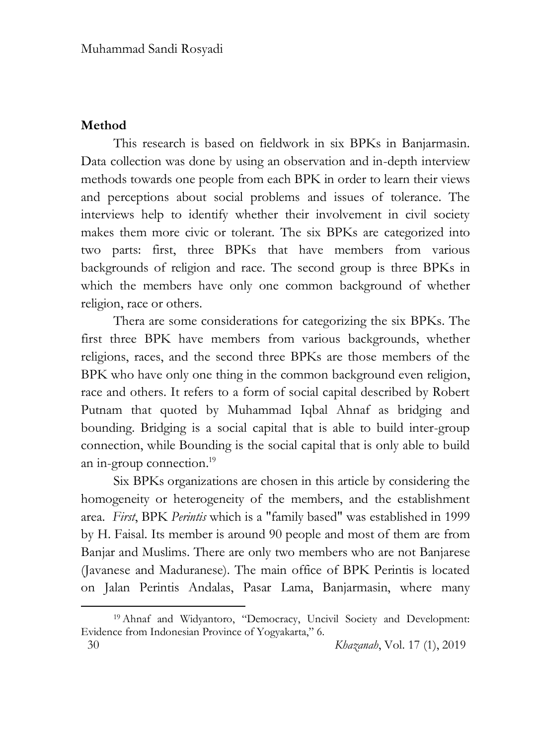## Method

This research is based on fieldwork in six BPKs in Banjarmasin. Data collection was done by using an observation and in-depth interview methods towards one people from each BPK in order to learn their views and perceptions about social problems and issues of tolerance. The interviews help to identify whether their involvement in civil society makes them more civic or tolerant. The six BPKs are categorized into two parts: first, three BPKs that have members from various backgrounds of religion and race. The second group is three BPKs in which the members have only one common background of whether religion, race or others.

Thera are some considerations for categorizing the six BPKs. The first three BPK have members from various backgrounds, whether religions, races, and the second three BPKs are those members of the BPK who have only one thing in the common background even religion, race and others. It refers to a form of social capital described by Robert Putnam that quoted by Muhammad Iqbal Ahnaf as bridging and bounding. Bridging is a social capital that is able to build inter-group connection, while Bounding is the social capital that is only able to build an in-group connection.[19]

Six BPKs organizations are chosen in this article by considering the homogeneity or heterogeneity of the members, and the establishment area. *First*, BPK *Perintis* which is a "family based" was established in 1999 by H. Faisal. Its member is around 90 people and most of them are from Banjar and Muslims. There are only two members who are not Banjarese (Javanese and Maduranese). The main office of BPK Perintis is located on Jalan Perintis Andalas, Pasar Lama, Banjarmasin, where many

[19] Ahnaf and Widyantoro, "Democracy, Uncivil Society and Development: Evidence from Indonesian Province of Yogyakarta," 6.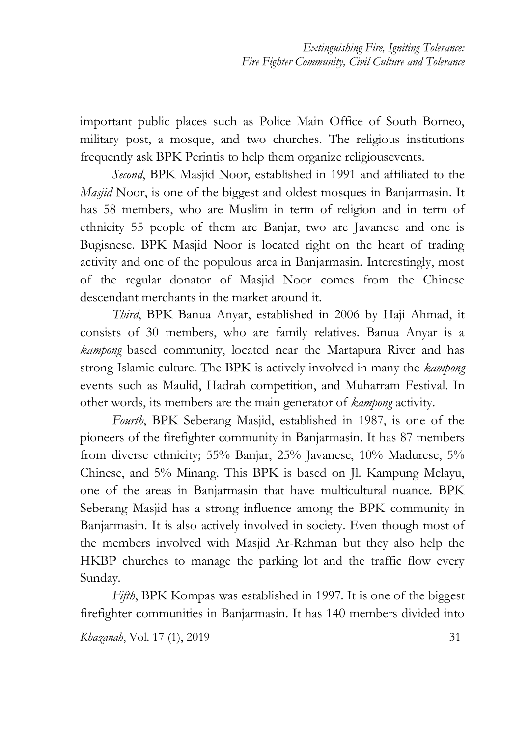important public places such as Police Main Office of South Borneo, military post, a mosque, and two churches. The religious institutions frequently ask BPK Perintis to help them organize religiousevents.

*Second*, BPK Masjid Noor, established in 1991 and affiliated to the *Masjid* Noor, is one of the biggest and oldest mosques in Banjarmasin. It has 58 members, who are Muslim in term of religion and in term of ethnicity 55 people of them are Banjar, two are Javanese and one is Bugisnese. BPK Masjid Noor is located right on the heart of trading activity and one of the populous area in Banjarmasin. Interestingly, most of the regular donator of Masjid Noor comes from the Chinese descendant merchants in the market around it.

*Third*, BPK Banua Anyar, established in 2006 by Haji Ahmad, it consists of 30 members, who are family relatives. Banua Anyar is a *kampong* based community, located near the Martapura River and has strong Islamic culture. The BPK is actively involved in many the *kampong* events such as Maulid, Hadrah competition, and Muharram Festival. In other words, its members are the main generator of *kampong* activity.

*Fourth*, BPK Seberang Masjid, established in 1987, is one of the pioneers of the firefighter community in Banjarmasin. It has 87 members from diverse ethnicity; 55% Banjar, 25% Javanese, 10% Madurese, 5% Chinese, and 5% Minang. This BPK is based on Jl. Kampung Melayu, one of the areas in Banjarmasin that have multicultural nuance. BPK Seberang Masjid has a strong influence among the BPK community in Banjarmasin. It is also actively involved in society. Even though most of the members involved with Masjid Ar-Rahman but they also help the HKBP churches to manage the parking lot and the traffic flow every Sunday.

*Fifth*, BPK Kompas was established in 1997. It is one of the biggest firefighter communities in Banjarmasin. It has 140 members divided into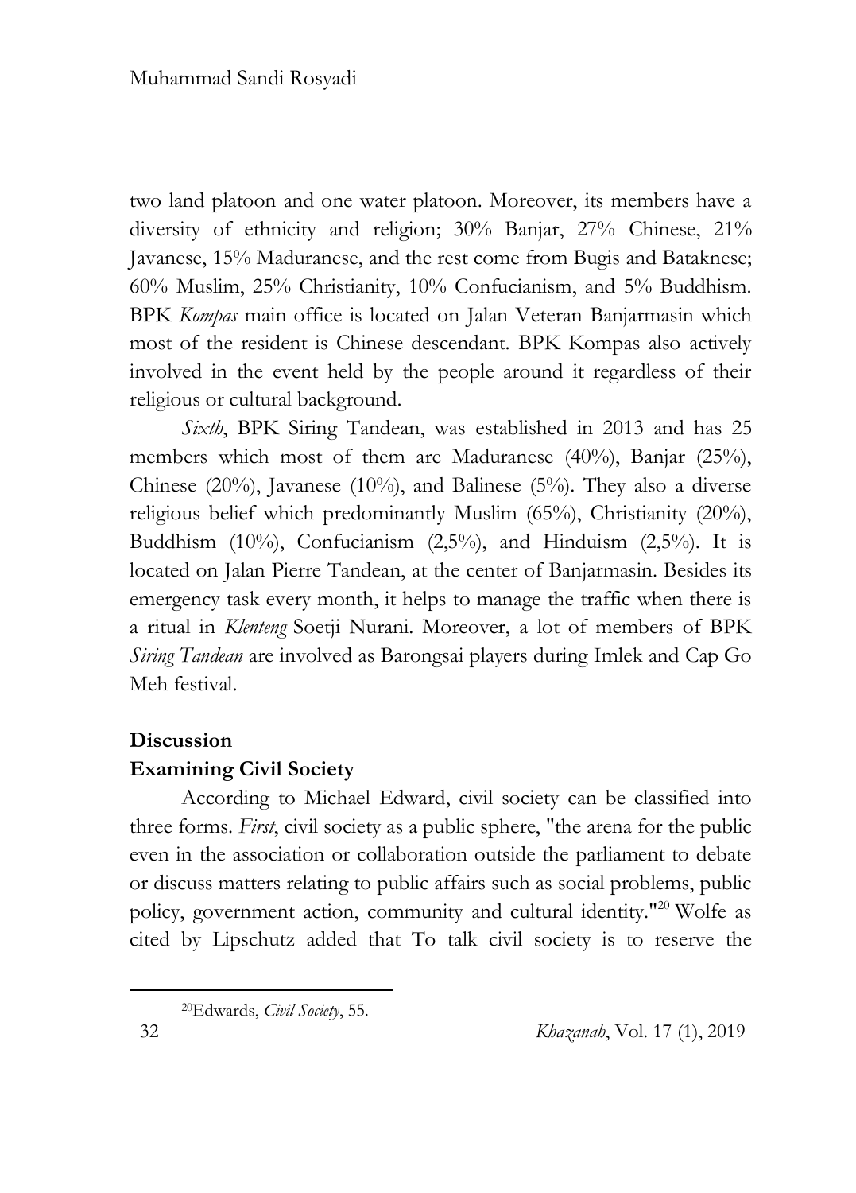two land platoon and one water platoon. Moreover, its members have a diversity of ethnicity and religion; 30% Banjar, 27% Chinese, 21% Javanese, 15% Maduranese, and the rest come from Bugis and Bataknese; 60% Muslim, 25% Christianity, 10% Confucianism, and 5% Buddhism. BPK *Kompas* main office is located on Jalan Veteran Banjarmasin which most of the resident is Chinese descendant. BPK Kompas also actively involved in the event held by the people around it regardless of their religious or cultural background.

*Sixth*, BPK Siring Tandean, was established in 2013 and has 25 members which most of them are Maduranese (40%), Banjar (25%), Chinese (20%), Javanese (10%), and Balinese (5%). They also a diverse religious belief which predominantly Muslim (65%), Christianity (20%), Buddhism (10%), Confucianism (2,5%), and Hinduism (2,5%). It is located on Jalan Pierre Tandean, at the center of Banjarmasin. Besides its emergency task every month, it helps to manage the traffic when there is a ritual in *Klenteng* Soetji Nurani. Moreover, a lot of members of BPK *Siring Tandean* are involved as Barongsai players during Imlek and Cap Go Meh festival.

## Discussion

### Examining Civil Society

According to Michael Edward, civil society can be classified into three forms. *First*, civil society as a public sphere, "the arena for the public even in the association or collaboration outside the parliament to debate or discuss matters relating to public affairs such as social problems, public policy, government action, community and cultural identity."[20] Wolfe as cited by Lipschutz added that To talk civil society is to reserve the

---

[20]Edwards, *Civil Society*, 55.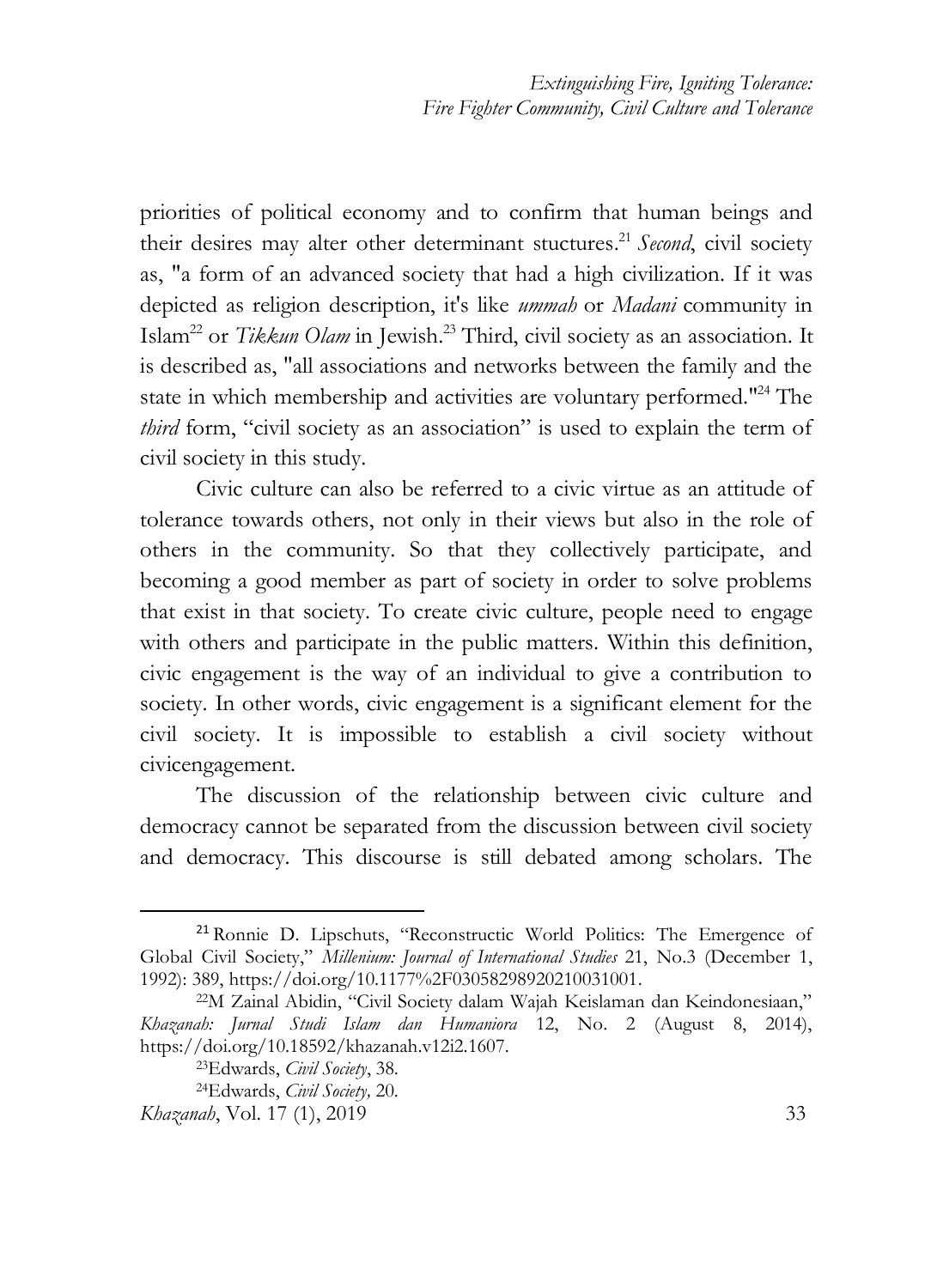priorities of political economy and to confirm that human beings and their desires may alter other determinant stuctures.[21] *Second*, civil society as, "a form of an advanced society that had a high civilization. If it was depicted as religion description, it's like *ummah* or *Madani* community in Islam[22] or *Tikkun Olam* in Jewish.[23] Third, civil society as an association. It is described as, "all associations and networks between the family and the state in which membership and activities are voluntary performed."[24] The *third* form, "civil society as an association" is used to explain the term of civil society in this study.

Civic culture can also be referred to a civic virtue as an attitude of tolerance towards others, not only in their views but also in the role of others in the community. So that they collectively participate, and becoming a good member as part of society in order to solve problems that exist in that society. To create civic culture, people need to engage with others and participate in the public matters. Within this definition, civic engagement is the way of an individual to give a contribution to society. In other words, civic engagement is a significant element for the civil society. It is impossible to establish a civil society without civicengagement.

The discussion of the relationship between civic culture and democracy cannot be separated from the discussion between civil society and democracy. This discourse is still debated among scholars. The

---

[21] Ronnie D. Lipschuts, "Reconstructic World Politics: The Emergence of Global Civil Society," *Millenium: Journal of International Studies* 21, No.3 (December 1, 1992): 389, https://doi.org/10.1177%2F03058298920210031001.

[22] M Zainal Abidin, "Civil Society dalam Wajah Keislaman dan Keindonesiaan," *Khazanah: Jurnal Studi Islam dan Humaniora* 12, No. 2 (August 8, 2014), https://doi.org/10.18592/khazanah.v12i2.1607.

[23] Edwards, *Civil Society*, 38.

[24] Edwards, *Civil Society,* 20.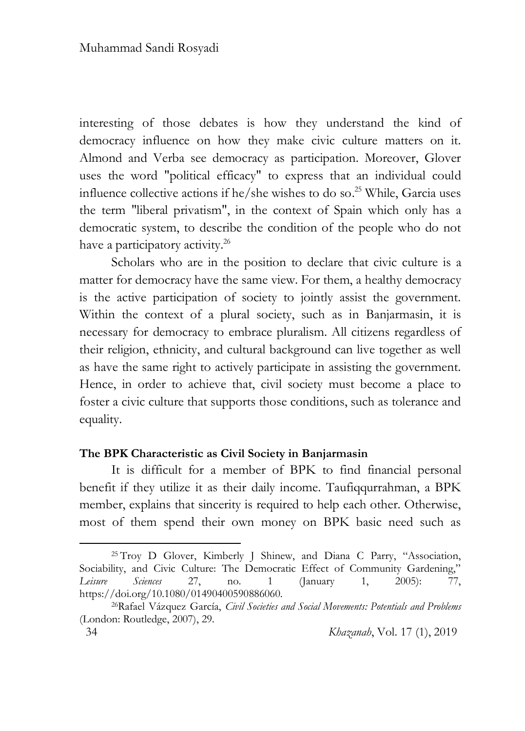interesting of those debates is how they understand the kind of democracy influence on how they make civic culture matters on it. Almond and Verba see democracy as participation. Moreover, Glover uses the word "political efficacy" to express that an individual could influence collective actions if he/she wishes to do so.[25] While, Garcia uses the term "liberal privatism", in the context of Spain which only has a democratic system, to describe the condition of the people who do not have a participatory activity.[26]

Scholars who are in the position to declare that civic culture is a matter for democracy have the same view. For them, a healthy democracy is the active participation of society to jointly assist the government. Within the context of a plural society, such as in Banjarmasin, it is necessary for democracy to embrace pluralism. All citizens regardless of their religion, ethnicity, and cultural background can live together as well as have the same right to actively participate in assisting the government. Hence, in order to achieve that, civil society must become a place to foster a civic culture that supports those conditions, such as tolerance and equality.

**The BPK Characteristic as Civil Society in Banjarmasin**

It is difficult for a member of BPK to find financial personal benefit if they utilize it as their daily income. Taufiqqurrahman, a BPK member, explains that sincerity is required to help each other. Otherwise, most of them spend their own money on BPK basic need such as

---

[25] Troy D Glover, Kimberly J Shinew, and Diana C Parry, "Association, Sociability, and Civic Culture: The Democratic Effect of Community Gardening," *Leisure Sciences* 27, no. 1 (January 1, 2005): 77, https://doi.org/10.1080/01490400590886060.

[26] Rafael Vázquez García, *Civil Societies and Social Movements: Potentials and Problems* (London: Routledge, 2007), 29.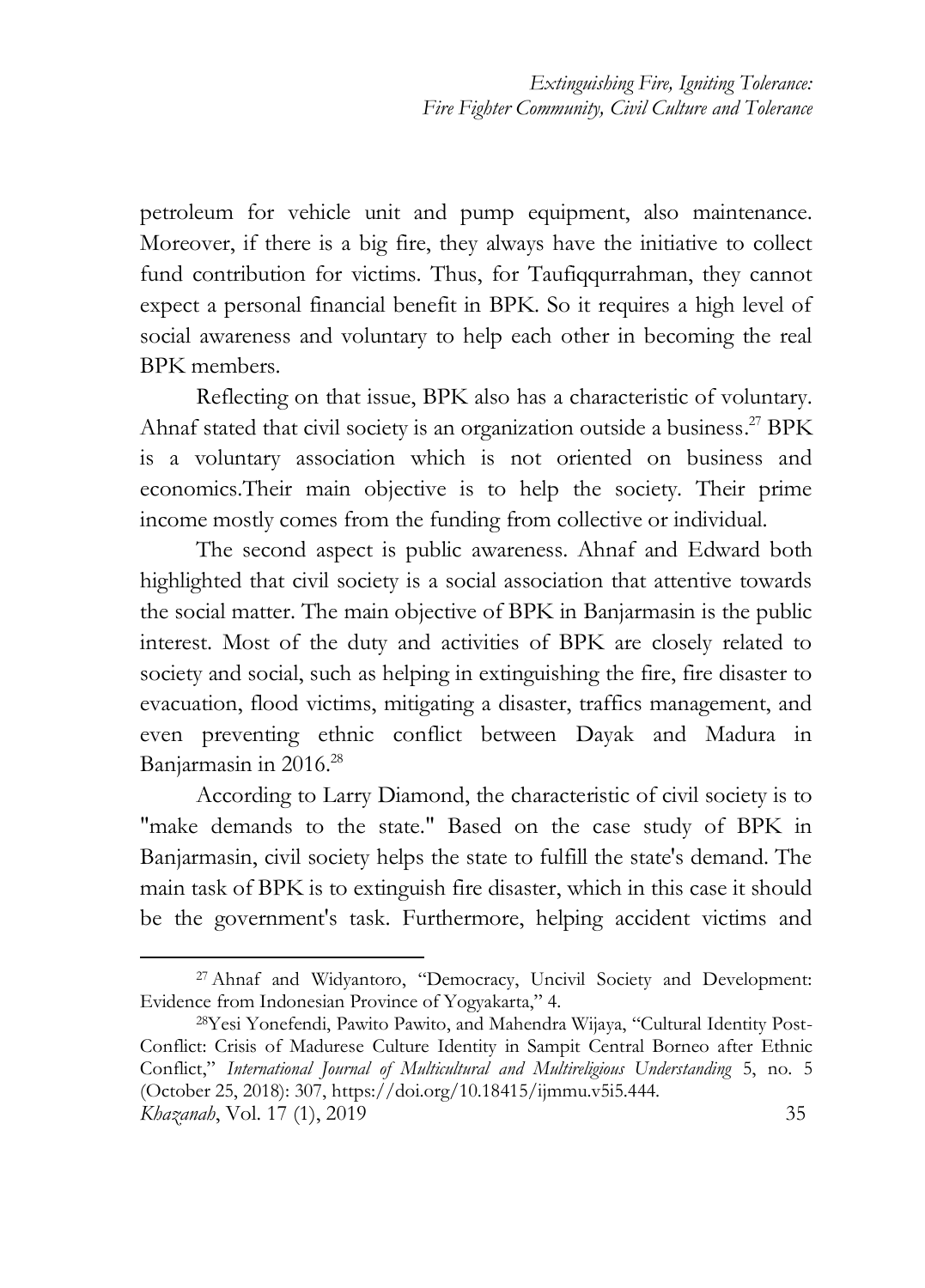petroleum for vehicle unit and pump equipment, also maintenance. Moreover, if there is a big fire, they always have the initiative to collect fund contribution for victims. Thus, for Taufiqqurrahman, they cannot expect a personal financial benefit in BPK. So it requires a high level of social awareness and voluntary to help each other in becoming the real BPK members.

Reflecting on that issue, BPK also has a characteristic of voluntary. Ahnaf stated that civil society is an organization outside a business.[27] BPK is a voluntary association which is not oriented on business and economics.Their main objective is to help the society. Their prime income mostly comes from the funding from collective or individual.

The second aspect is public awareness. Ahnaf and Edward both highlighted that civil society is a social association that attentive towards the social matter. The main objective of BPK in Banjarmasin is the public interest. Most of the duty and activities of BPK are closely related to society and social, such as helping in extinguishing the fire, fire disaster to evacuation, flood victims, mitigating a disaster, traffics management, and even preventing ethnic conflict between Dayak and Madura in Banjarmasin in 2016.[28]

According to Larry Diamond, the characteristic of civil society is to "make demands to the state." Based on the case study of BPK in Banjarmasin, civil society helps the state to fulfill the state's demand. The main task of BPK is to extinguish fire disaster, which in this case it should be the government's task. Furthermore, helping accident victims and

---

[27] Ahnaf and Widyantoro, "Democracy, Uncivil Society and Development: Evidence from Indonesian Province of Yogyakarta," 4.

[28] Yesi Yonefendi, Pawito Pawito, and Mahendra Wijaya, "Cultural Identity Post-Conflict: Crisis of Madurese Culture Identity in Sampit Central Borneo after Ethnic Conflict," *International Journal of Multicultural and Multireligious Understanding* 5, no. 5 (October 25, 2018): 307, https://doi.org/10.18415/ijmmu.v5i5.444.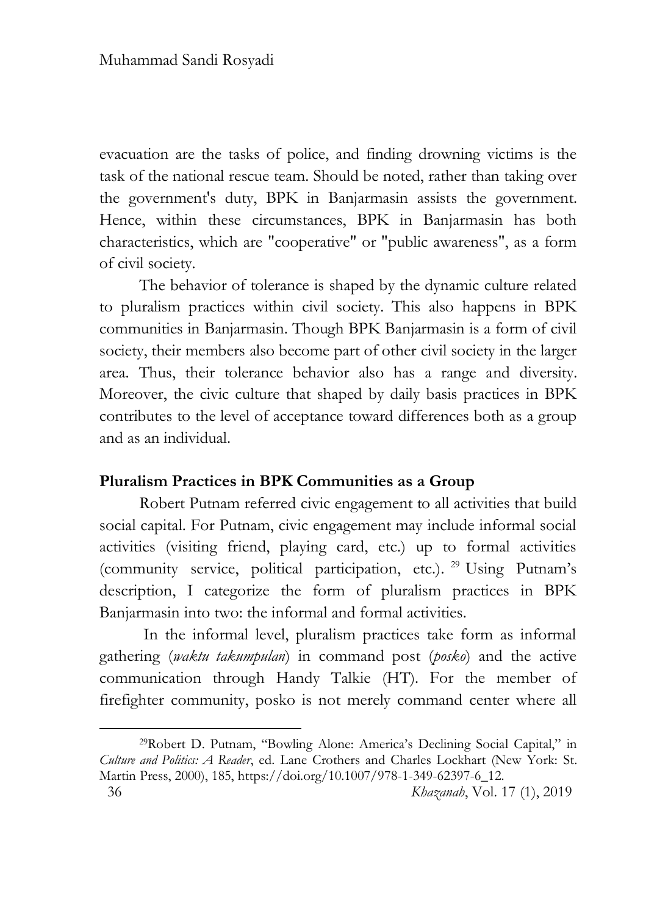evacuation are the tasks of police, and finding drowning victims is the task of the national rescue team. Should be noted, rather than taking over the government's duty, BPK in Banjarmasin assists the government. Hence, within these circumstances, BPK in Banjarmasin has both characteristics, which are "cooperative" or "public awareness", as a form of civil society.

The behavior of tolerance is shaped by the dynamic culture related to pluralism practices within civil society. This also happens in BPK communities in Banjarmasin. Though BPK Banjarmasin is a form of civil society, their members also become part of other civil society in the larger area. Thus, their tolerance behavior also has a range and diversity. Moreover, the civic culture that shaped by daily basis practices in BPK contributes to the level of acceptance toward differences both as a group and as an individual.

## Pluralism Practices in BPK Communities as a Group

Robert Putnam referred civic engagement to all activities that build social capital. For Putnam, civic engagement may include informal social activities (visiting friend, playing card, etc.) up to formal activities (community service, political participation, etc.). [29] Using Putnam's description, I categorize the form of pluralism practices in BPK Banjarmasin into two: the informal and formal activities.

In the informal level, pluralism practices take form as informal gathering (*waktu takumpulan*) in command post (*posko*) and the active communication through Handy Talkie (HT). For the member of firefighter community, posko is not merely command center where all

---

[29] Robert D. Putnam, "Bowling Alone: America's Declining Social Capital," in *Culture and Politics: A Reader*, ed. Lane Crothers and Charles Lockhart (New York: St. Martin Press, 2000), 185, https://doi.org/10.1007/978-1-349-62397-6_12.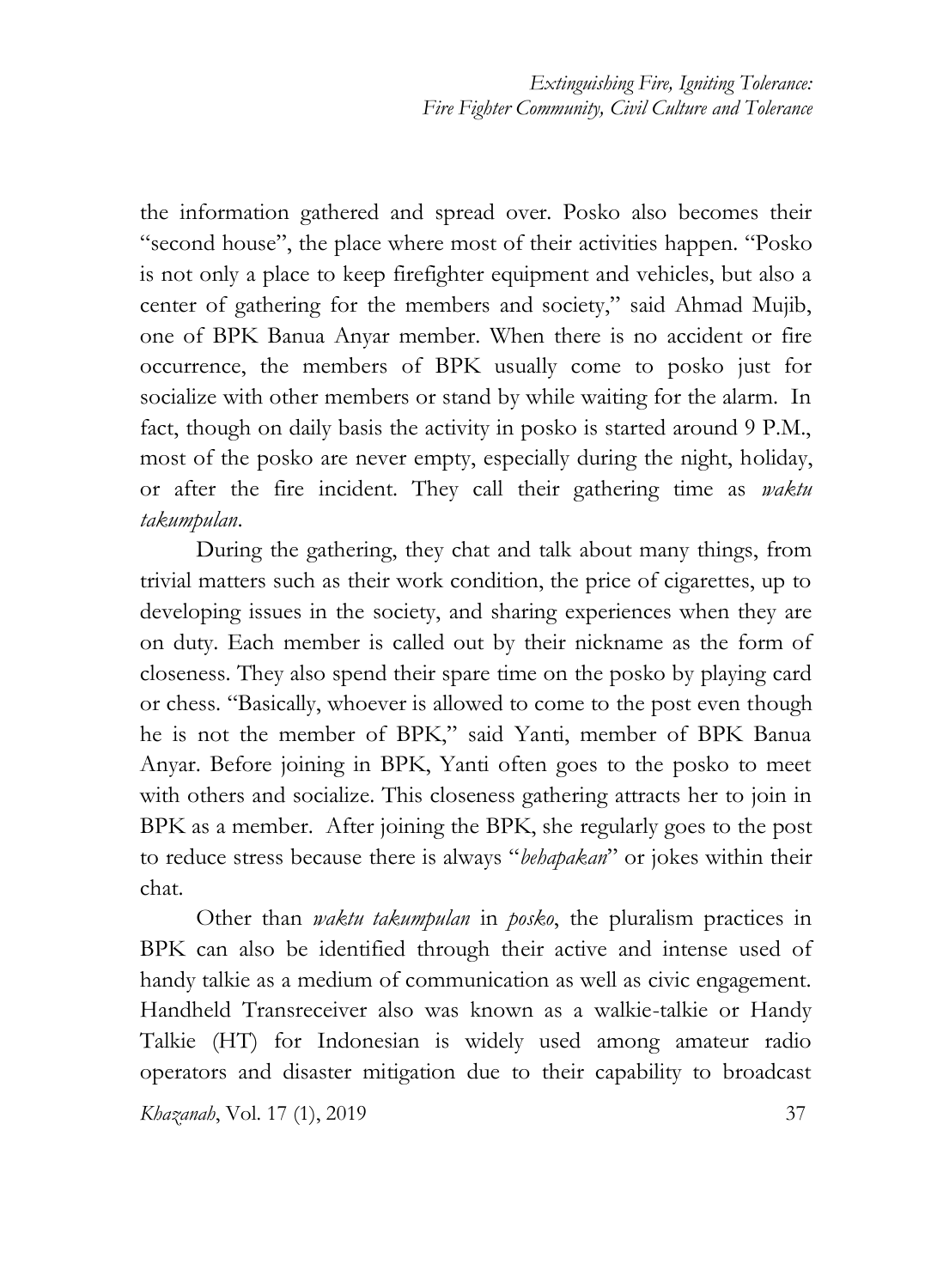the information gathered and spread over. Posko also becomes their "second house", the place where most of their activities happen. "Posko is not only a place to keep firefighter equipment and vehicles, but also a center of gathering for the members and society," said Ahmad Mujib, one of BPK Banua Anyar member. When there is no accident or fire occurrence, the members of BPK usually come to posko just for socialize with other members or stand by while waiting for the alarm. In fact, though on daily basis the activity in posko is started around 9 P.M., most of the posko are never empty, especially during the night, holiday, or after the fire incident. They call their gathering time as *waktu takumpulan*.

During the gathering, they chat and talk about many things, from trivial matters such as their work condition, the price of cigarettes, up to developing issues in the society, and sharing experiences when they are on duty. Each member is called out by their nickname as the form of closeness. They also spend their spare time on the posko by playing card or chess. "Basically, whoever is allowed to come to the post even though he is not the member of BPK," said Yanti, member of BPK Banua Anyar. Before joining in BPK, Yanti often goes to the posko to meet with others and socialize. This closeness gathering attracts her to join in BPK as a member. After joining the BPK, she regularly goes to the post to reduce stress because there is always "*behapakan*" or jokes within their chat.

Other than *waktu takumpulan* in *posko*, the pluralism practices in BPK can also be identified through their active and intense used of handy talkie as a medium of communication as well as civic engagement. Handheld Transreceiver also was known as a walkie-talkie or Handy Talkie (HT) for Indonesian is widely used among amateur radio operators and disaster mitigation due to their capability to broadcast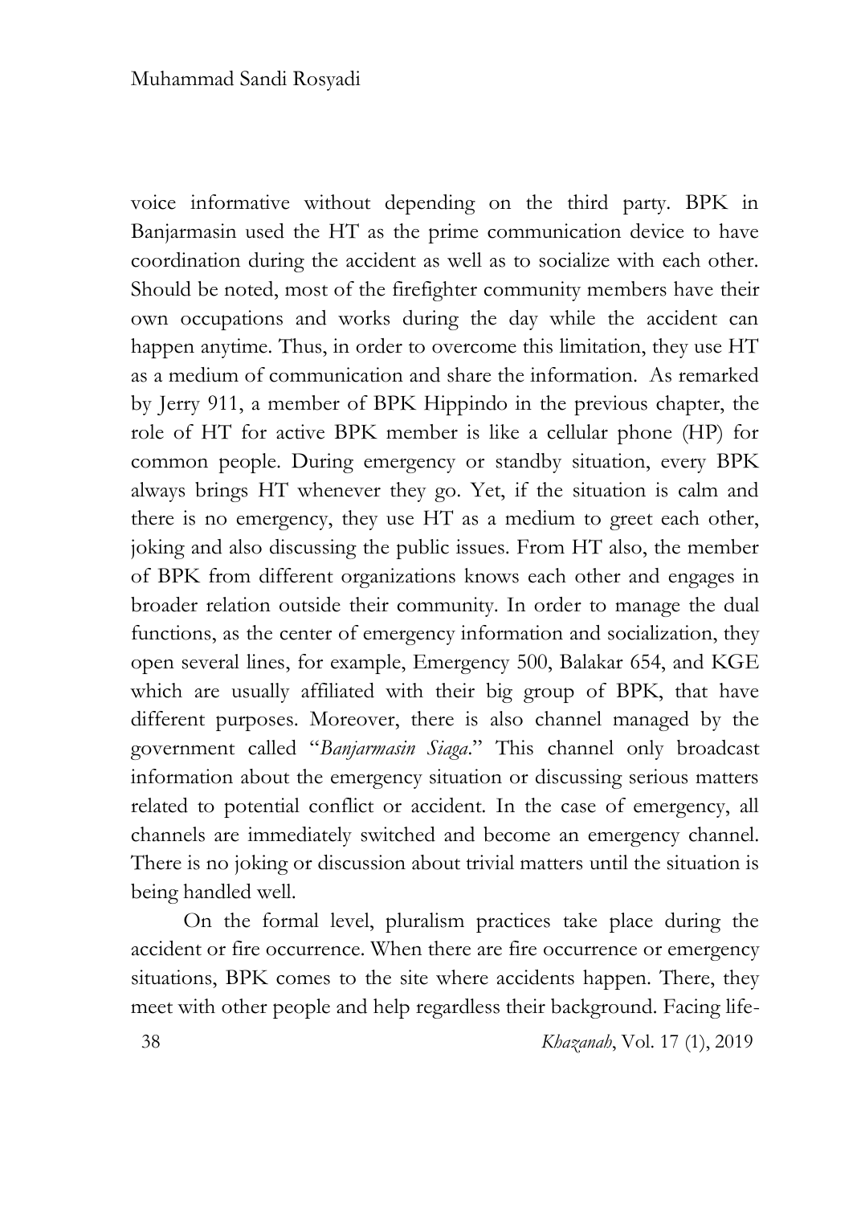voice informative without depending on the third party. BPK in Banjarmasin used the HT as the prime communication device to have coordination during the accident as well as to socialize with each other. Should be noted, most of the firefighter community members have their own occupations and works during the day while the accident can happen anytime. Thus, in order to overcome this limitation, they use HT as a medium of communication and share the information. As remarked by Jerry 911, a member of BPK Hippindo in the previous chapter, the role of HT for active BPK member is like a cellular phone (HP) for common people. During emergency or standby situation, every BPK always brings HT whenever they go. Yet, if the situation is calm and there is no emergency, they use HT as a medium to greet each other, joking and also discussing the public issues. From HT also, the member of BPK from different organizations knows each other and engages in broader relation outside their community. In order to manage the dual functions, as the center of emergency information and socialization, they open several lines, for example, Emergency 500, Balakar 654, and KGE which are usually affiliated with their big group of BPK, that have different purposes. Moreover, there is also channel managed by the government called "*Banjarmasin Siaga*." This channel only broadcast information about the emergency situation or discussing serious matters related to potential conflict or accident. In the case of emergency, all channels are immediately switched and become an emergency channel. There is no joking or discussion about trivial matters until the situation is being handled well.

On the formal level, pluralism practices take place during the accident or fire occurrence. When there are fire occurrence or emergency situations, BPK comes to the site where accidents happen. There, they meet with other people and help regardless their background. Facing life-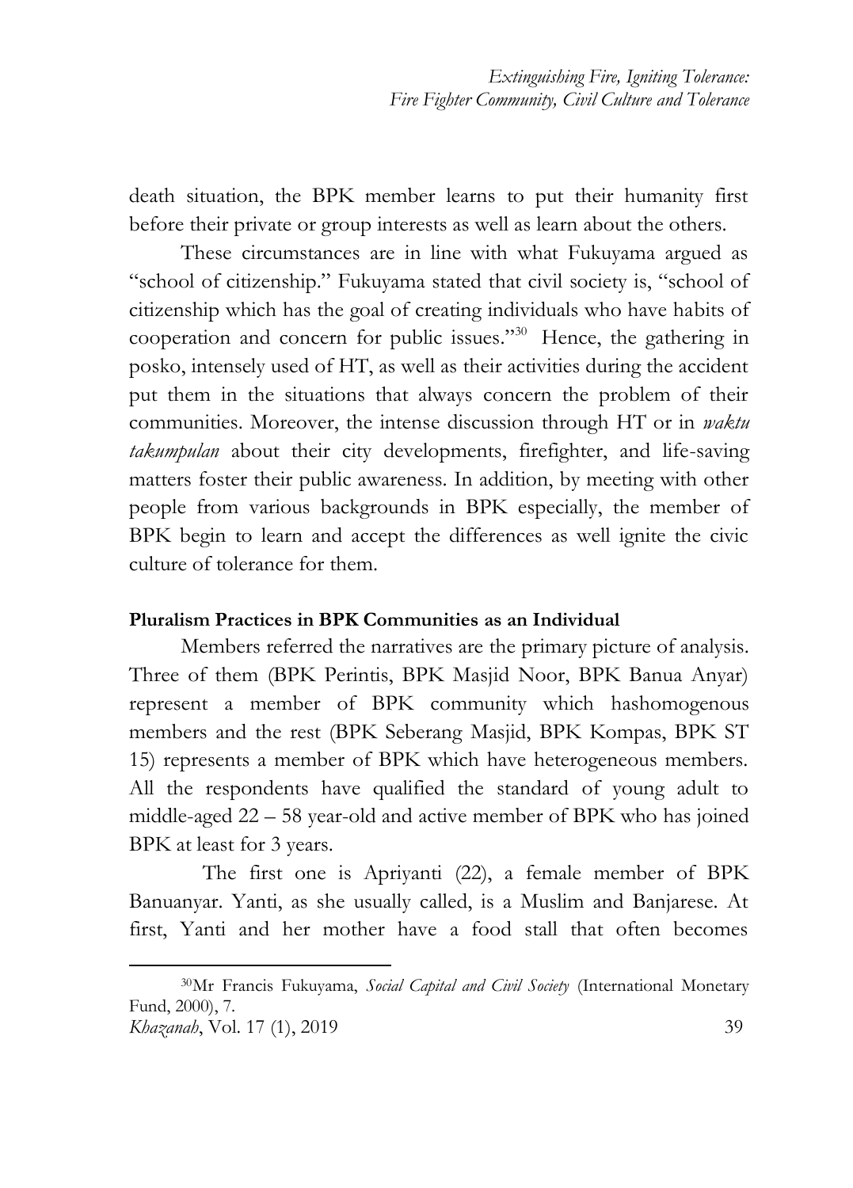death situation, the BPK member learns to put their humanity first before their private or group interests as well as learn about the others.

These circumstances are in line with what Fukuyama argued as "school of citizenship." Fukuyama stated that civil society is, "school of citizenship which has the goal of creating individuals who have habits of cooperation and concern for public issues."[30] Hence, the gathering in posko, intensely used of HT, as well as their activities during the accident put them in the situations that always concern the problem of their communities. Moreover, the intense discussion through HT or in *waktu takumpulan* about their city developments, firefighter, and life-saving matters foster their public awareness. In addition, by meeting with other people from various backgrounds in BPK especially, the member of BPK begin to learn and accept the differences as well ignite the civic culture of tolerance for them.

**Pluralism Practices in BPK Communities as an Individual**

Members referred the narratives are the primary picture of analysis. Three of them (BPK Perintis, BPK Masjid Noor, BPK Banua Anyar) represent a member of BPK community which hashomogenous members and the rest (BPK Seberang Masjid, BPK Kompas, BPK ST 15) represents a member of BPK which have heterogeneous members. All the respondents have qualified the standard of young adult to middle-aged 22 – 58 year-old and active member of BPK who has joined BPK at least for 3 years.

The first one is Apriyanti (22), a female member of BPK Banuanyar. Yanti, as she usually called, is a Muslim and Banjarese. At first, Yanti and her mother have a food stall that often becomes

[30] Mr Francis Fukuyama, *Social Capital and Civil Society* (International Monetary Fund, 2000), 7.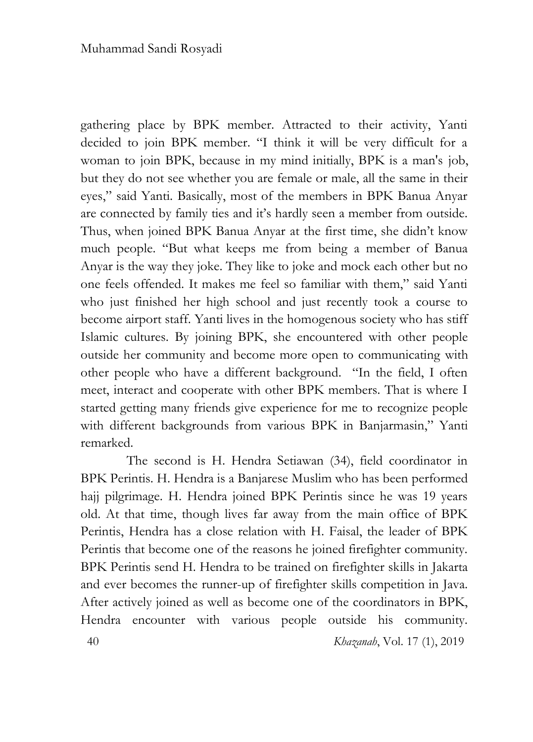gathering place by BPK member. Attracted to their activity, Yanti decided to join BPK member. "I think it will be very difficult for a woman to join BPK, because in my mind initially, BPK is a man's job, but they do not see whether you are female or male, all the same in their eyes," said Yanti. Basically, most of the members in BPK Banua Anyar are connected by family ties and it's hardly seen a member from outside. Thus, when joined BPK Banua Anyar at the first time, she didn't know much people. "But what keeps me from being a member of Banua Anyar is the way they joke. They like to joke and mock each other but no one feels offended. It makes me feel so familiar with them," said Yanti who just finished her high school and just recently took a course to become airport staff. Yanti lives in the homogenous society who has stiff Islamic cultures. By joining BPK, she encountered with other people outside her community and become more open to communicating with other people who have a different background. "In the field, I often meet, interact and cooperate with other BPK members. That is where I started getting many friends give experience for me to recognize people with different backgrounds from various BPK in Banjarmasin," Yanti remarked.

The second is H. Hendra Setiawan (34), field coordinator in BPK Perintis. H. Hendra is a Banjarese Muslim who has been performed hajj pilgrimage. H. Hendra joined BPK Perintis since he was 19 years old. At that time, though lives far away from the main office of BPK Perintis, Hendra has a close relation with H. Faisal, the leader of BPK Perintis that become one of the reasons he joined firefighter community. BPK Perintis send H. Hendra to be trained on firefighter skills in Jakarta and ever becomes the runner-up of firefighter skills competition in Java. After actively joined as well as become one of the coordinators in BPK, Hendra encounter with various people outside his community.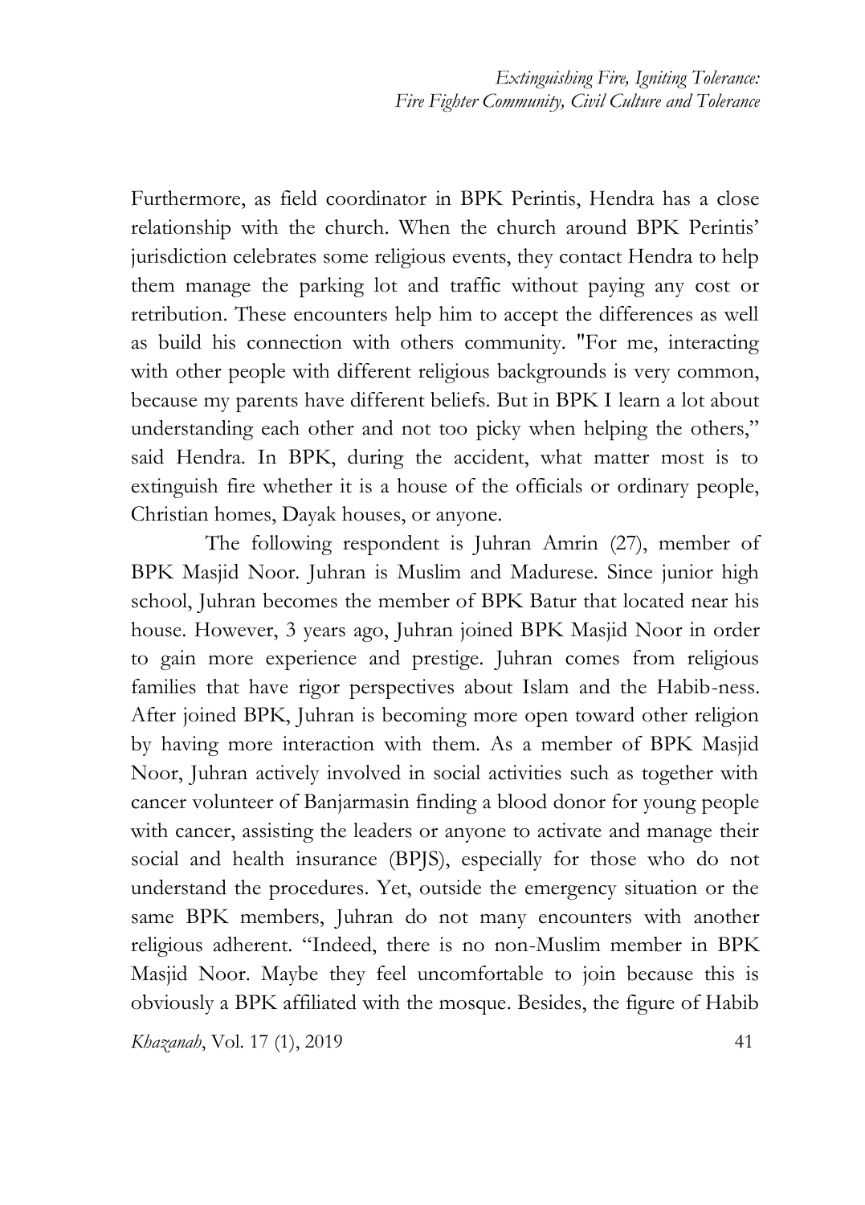Furthermore, as field coordinator in BPK Perintis, Hendra has a close relationship with the church. When the church around BPK Perintis' jurisdiction celebrates some religious events, they contact Hendra to help them manage the parking lot and traffic without paying any cost or retribution. These encounters help him to accept the differences as well as build his connection with others community. "For me, interacting with other people with different religious backgrounds is very common, because my parents have different beliefs. But in BPK I learn a lot about understanding each other and not too picky when helping the others," said Hendra. In BPK, during the accident, what matter most is to extinguish fire whether it is a house of the officials or ordinary people, Christian homes, Dayak houses, or anyone.

The following respondent is Juhran Amrin (27), member of BPK Masjid Noor. Juhran is Muslim and Madurese. Since junior high school, Juhran becomes the member of BPK Batur that located near his house. However, 3 years ago, Juhran joined BPK Masjid Noor in order to gain more experience and prestige. Juhran comes from religious families that have rigor perspectives about Islam and the Habib-ness. After joined BPK, Juhran is becoming more open toward other religion by having more interaction with them. As a member of BPK Masjid Noor, Juhran actively involved in social activities such as together with cancer volunteer of Banjarmasin finding a blood donor for young people with cancer, assisting the leaders or anyone to activate and manage their social and health insurance (BPJS), especially for those who do not understand the procedures. Yet, outside the emergency situation or the same BPK members, Juhran do not many encounters with another religious adherent. "Indeed, there is no non-Muslim member in BPK Masjid Noor. Maybe they feel uncomfortable to join because this is obviously a BPK affiliated with the mosque. Besides, the figure of Habib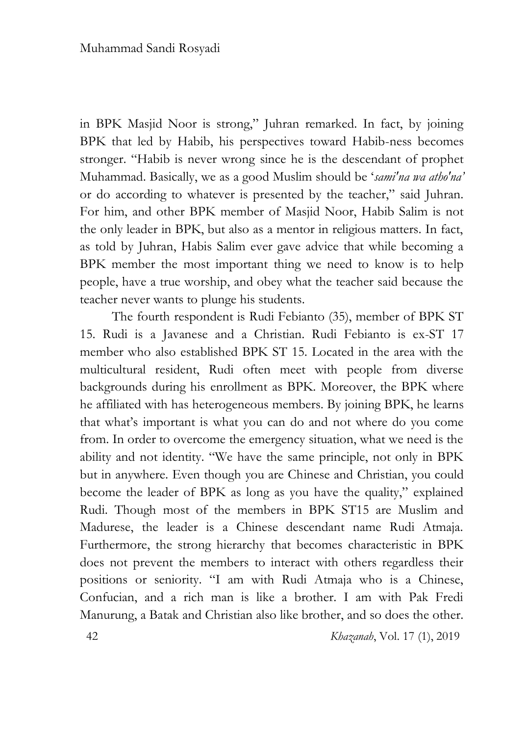in BPK Masjid Noor is strong," Juhran remarked. In fact, by joining BPK that led by Habib, his perspectives toward Habib-ness becomes stronger. "Habib is never wrong since he is the descendant of prophet Muhammad. Basically, we as a good Muslim should be '*sami'na wa atho'na*' or do according to whatever is presented by the teacher," said Juhran. For him, and other BPK member of Masjid Noor, Habib Salim is not the only leader in BPK, but also as a mentor in religious matters. In fact, as told by Juhran, Habis Salim ever gave advice that while becoming a BPK member the most important thing we need to know is to help people, have a true worship, and obey what the teacher said because the teacher never wants to plunge his students.

The fourth respondent is Rudi Febianto (35), member of BPK ST 15. Rudi is a Javanese and a Christian. Rudi Febianto is ex-ST 17 member who also established BPK ST 15. Located in the area with the multicultural resident, Rudi often meet with people from diverse backgrounds during his enrollment as BPK. Moreover, the BPK where he affiliated with has heterogeneous members. By joining BPK, he learns that what's important is what you can do and not where do you come from. In order to overcome the emergency situation, what we need is the ability and not identity. "We have the same principle, not only in BPK but in anywhere. Even though you are Chinese and Christian, you could become the leader of BPK as long as you have the quality," explained Rudi. Though most of the members in BPK ST15 are Muslim and Madurese, the leader is a Chinese descendant name Rudi Atmaja. Furthermore, the strong hierarchy that becomes characteristic in BPK does not prevent the members to interact with others regardless their positions or seniority. "I am with Rudi Atmaja who is a Chinese, Confucian, and a rich man is like a brother. I am with Pak Fredi Manurung, a Batak and Christian also like brother, and so does the other.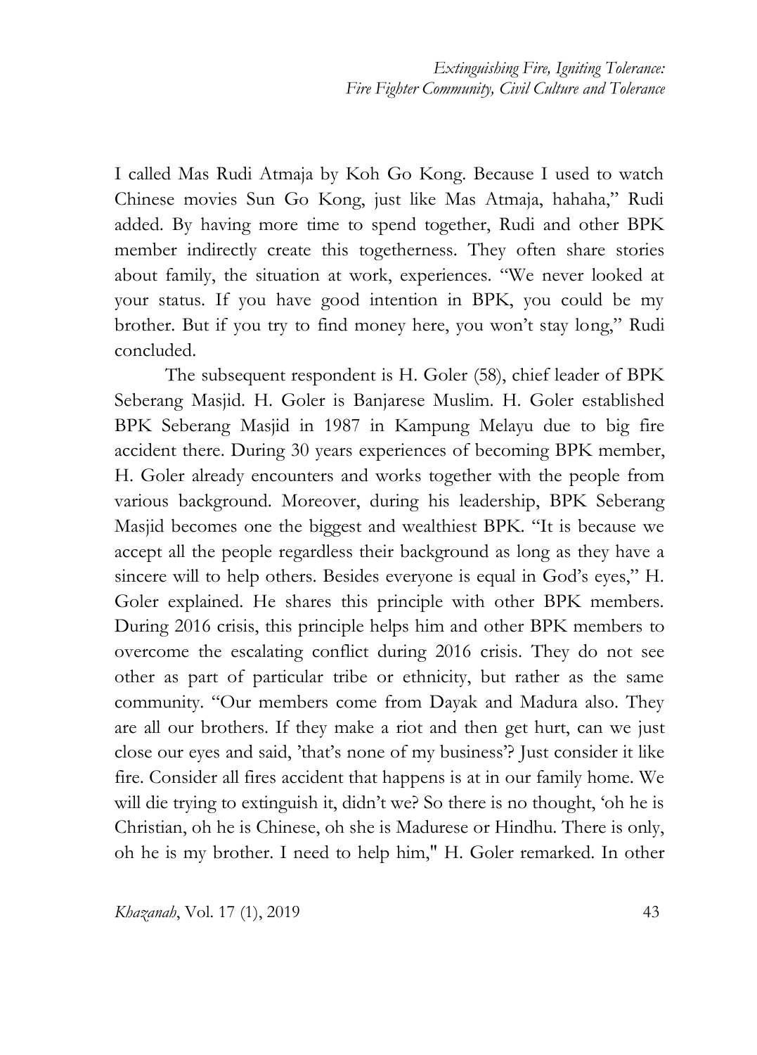I called Mas Rudi Atmaja by Koh Go Kong. Because I used to watch Chinese movies Sun Go Kong, just like Mas Atmaja, hahaha," Rudi added. By having more time to spend together, Rudi and other BPK member indirectly create this togetherness. They often share stories about family, the situation at work, experiences. "We never looked at your status. If you have good intention in BPK, you could be my brother. But if you try to find money here, you won't stay long," Rudi concluded.

The subsequent respondent is H. Goler (58), chief leader of BPK Seberang Masjid. H. Goler is Banjarese Muslim. H. Goler established BPK Seberang Masjid in 1987 in Kampung Melayu due to big fire accident there. During 30 years experiences of becoming BPK member, H. Goler already encounters and works together with the people from various background. Moreover, during his leadership, BPK Seberang Masjid becomes one the biggest and wealthiest BPK. "It is because we accept all the people regardless their background as long as they have a sincere will to help others. Besides everyone is equal in God's eyes," H. Goler explained. He shares this principle with other BPK members. During 2016 crisis, this principle helps him and other BPK members to overcome the escalating conflict during 2016 crisis. They do not see other as part of particular tribe or ethnicity, but rather as the same community. "Our members come from Dayak and Madura also. They are all our brothers. If they make a riot and then get hurt, can we just close our eyes and said, 'that's none of my business'? Just consider it like fire. Consider all fires accident that happens is at in our family home. We will die trying to extinguish it, didn't we? So there is no thought, 'oh he is Christian, oh he is Chinese, oh she is Madurese or Hindhu. There is only, oh he is my brother. I need to help him," H. Goler remarked. In other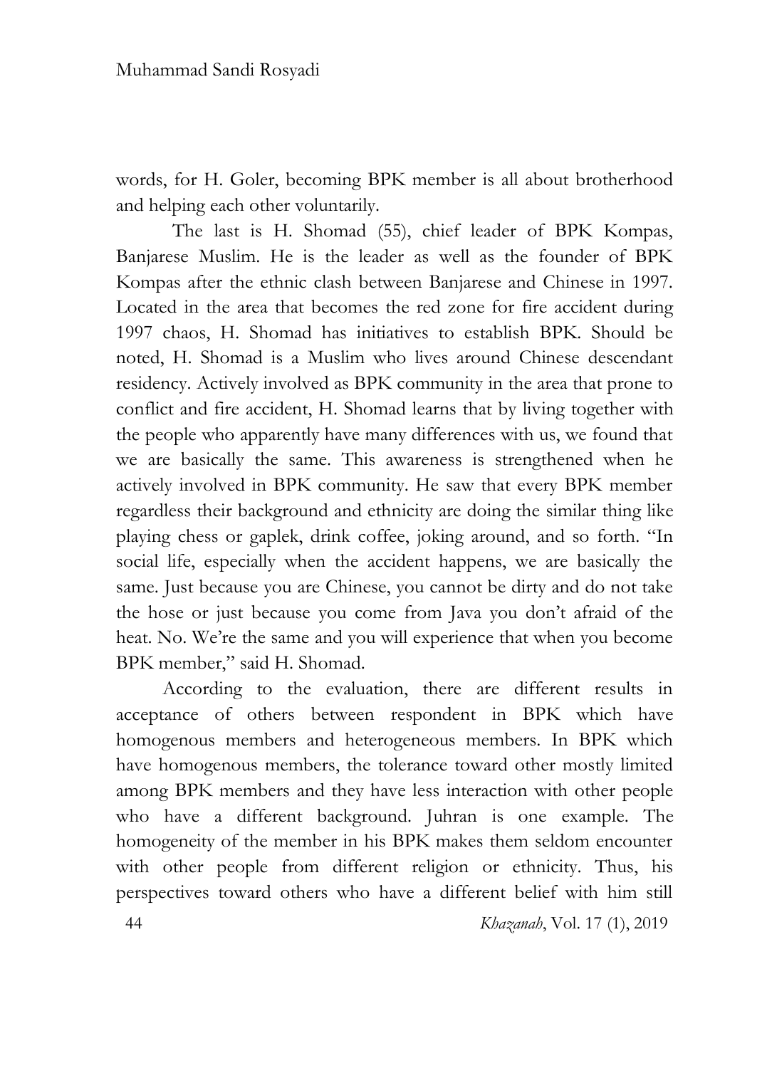words, for H. Goler, becoming BPK member is all about brotherhood and helping each other voluntarily.

The last is H. Shomad (55), chief leader of BPK Kompas, Banjarese Muslim. He is the leader as well as the founder of BPK Kompas after the ethnic clash between Banjarese and Chinese in 1997. Located in the area that becomes the red zone for fire accident during 1997 chaos, H. Shomad has initiatives to establish BPK. Should be noted, H. Shomad is a Muslim who lives around Chinese descendant residency. Actively involved as BPK community in the area that prone to conflict and fire accident, H. Shomad learns that by living together with the people who apparently have many differences with us, we found that we are basically the same. This awareness is strengthened when he actively involved in BPK community. He saw that every BPK member regardless their background and ethnicity are doing the similar thing like playing chess or gaplek, drink coffee, joking around, and so forth. "In social life, especially when the accident happens, we are basically the same. Just because you are Chinese, you cannot be dirty and do not take the hose or just because you come from Java you don't afraid of the heat. No. We're the same and you will experience that when you become BPK member," said H. Shomad.

According to the evaluation, there are different results in acceptance of others between respondent in BPK which have homogenous members and heterogeneous members. In BPK which have homogenous members, the tolerance toward other mostly limited among BPK members and they have less interaction with other people who have a different background. Juhran is one example. The homogeneity of the member in his BPK makes them seldom encounter with other people from different religion or ethnicity. Thus, his perspectives toward others who have a different belief with him still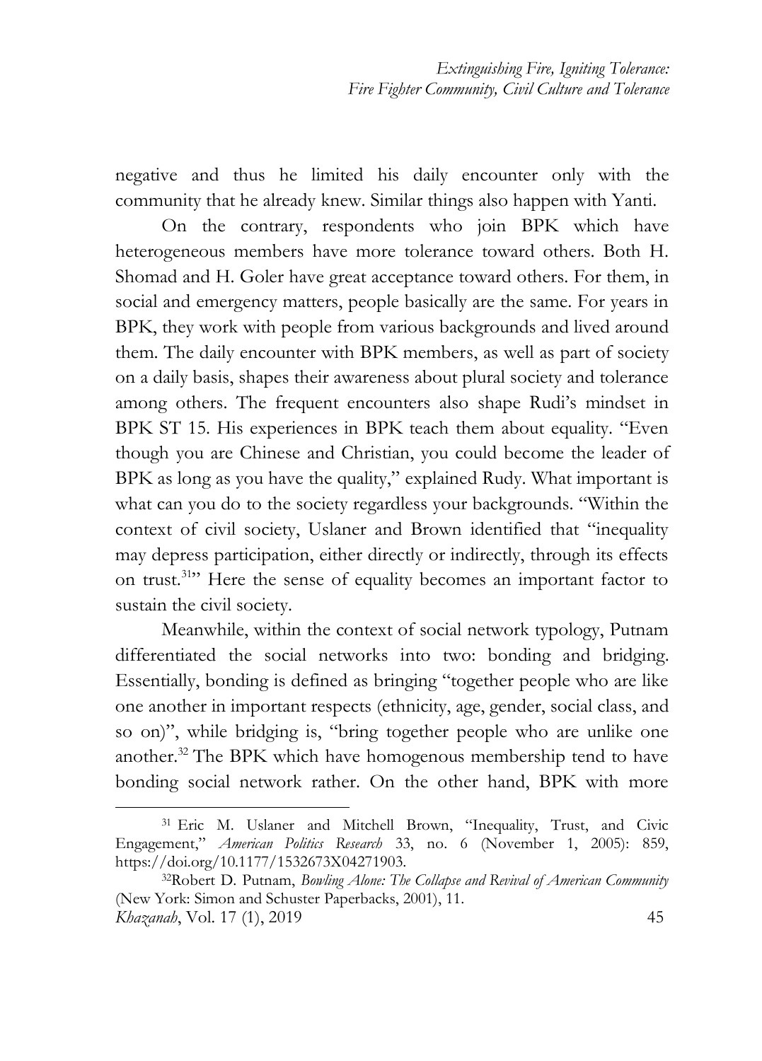negative and thus he limited his daily encounter only with the community that he already knew. Similar things also happen with Yanti.

On the contrary, respondents who join BPK which have heterogeneous members have more tolerance toward others. Both H. Shomad and H. Goler have great acceptance toward others. For them, in social and emergency matters, people basically are the same. For years in BPK, they work with people from various backgrounds and lived around them. The daily encounter with BPK members, as well as part of society on a daily basis, shapes their awareness about plural society and tolerance among others. The frequent encounters also shape Rudi's mindset in BPK ST 15. His experiences in BPK teach them about equality. "Even though you are Chinese and Christian, you could become the leader of BPK as long as you have the quality," explained Rudy. What important is what can you do to the society regardless your backgrounds. "Within the context of civil society, Uslaner and Brown identified that "inequality may depress participation, either directly or indirectly, through its effects on trust.[31]" Here the sense of equality becomes an important factor to sustain the civil society.

Meanwhile, within the context of social network typology, Putnam differentiated the social networks into two: bonding and bridging. Essentially, bonding is defined as bringing "together people who are like one another in important respects (ethnicity, age, gender, social class, and so on)", while bridging is, "bring together people who are unlike one another.[32] The BPK which have homogenous membership tend to have bonding social network rather. On the other hand, BPK with more

---

[31] Eric M. Uslaner and Mitchell Brown, "Inequality, Trust, and Civic Engagement," *American Politics Research* 33, no. 6 (November 1, 2005): 859, https://doi.org/10.1177/1532673X04271903.

[32] Robert D. Putnam, *Bowling Alone: The Collapse and Revival of American Community* (New York: Simon and Schuster Paperbacks, 2001), 11.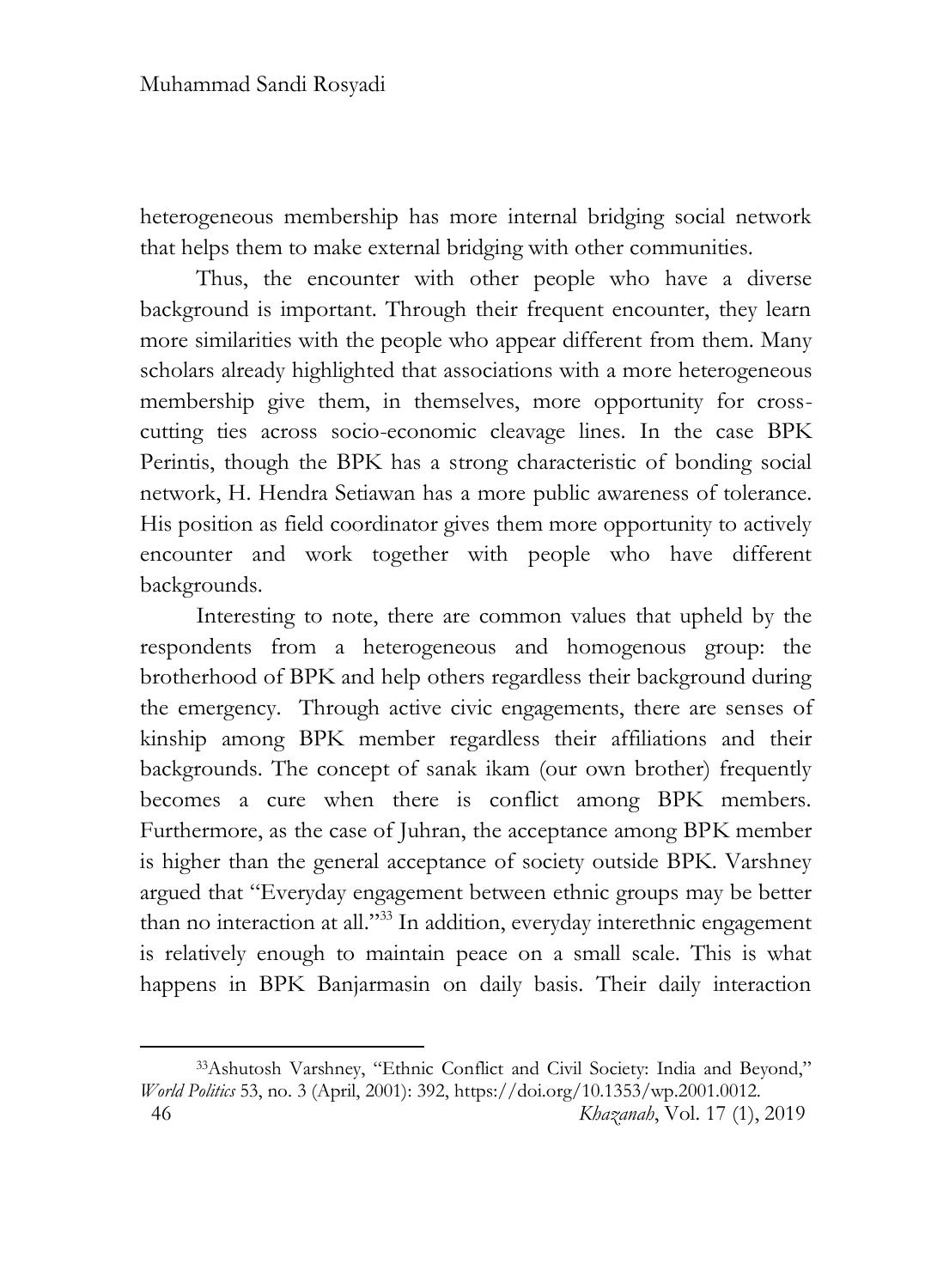heterogeneous membership has more internal bridging social network that helps them to make external bridging with other communities.

Thus, the encounter with other people who have a diverse background is important. Through their frequent encounter, they learn more similarities with the people who appear different from them. Many scholars already highlighted that associations with a more heterogeneous membership give them, in themselves, more opportunity for cross-cutting ties across socio-economic cleavage lines. In the case BPK Perintis, though the BPK has a strong characteristic of bonding social network, H. Hendra Setiawan has a more public awareness of tolerance. His position as field coordinator gives them more opportunity to actively encounter and work together with people who have different backgrounds.

Interesting to note, there are common values that upheld by the respondents from a heterogeneous and homogenous group: the brotherhood of BPK and help others regardless their background during the emergency. Through active civic engagements, there are senses of kinship among BPK member regardless their affiliations and their backgrounds. The concept of sanak ikam (our own brother) frequently becomes a cure when there is conflict among BPK members. Furthermore, as the case of Juhran, the acceptance among BPK member is higher than the general acceptance of society outside BPK. Varshney argued that "Everyday engagement between ethnic groups may be better than no interaction at all."[33] In addition, everyday interethnic engagement is relatively enough to maintain peace on a small scale. This is what happens in BPK Banjarmasin on daily basis. Their daily interaction

[33] Ashutosh Varshney, "Ethnic Conflict and Civil Society: India and Beyond," *World Politics* 53, no. 3 (April, 2001): 392, https://doi.org/10.1353/wp.2001.0012.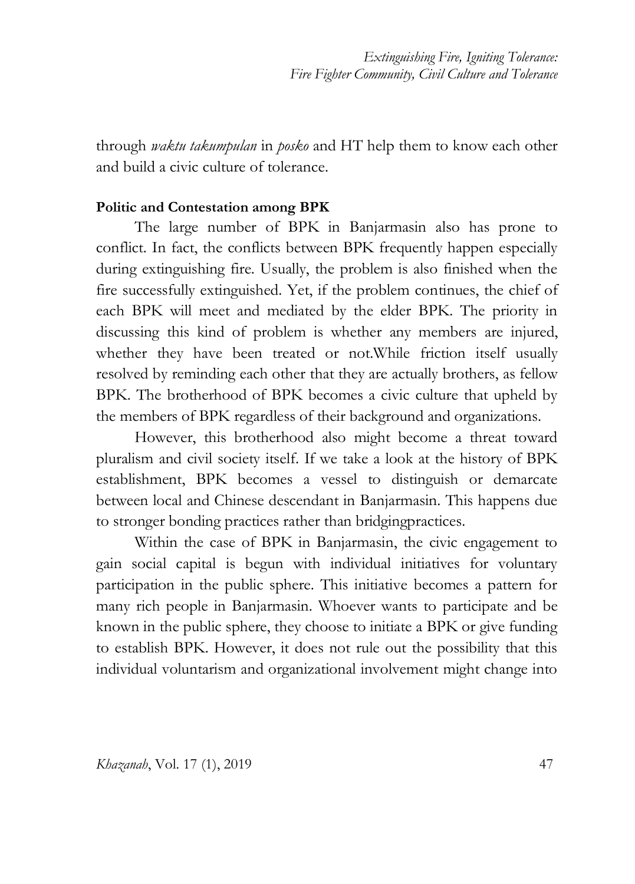through *waktu takumpulan* in *posko* and HT help them to know each other and build a civic culture of tolerance.

**Politic and Contestation among BPK**

The large number of BPK in Banjarmasin also has prone to conflict. In fact, the conflicts between BPK frequently happen especially during extinguishing fire. Usually, the problem is also finished when the fire successfully extinguished. Yet, if the problem continues, the chief of each BPK will meet and mediated by the elder BPK. The priority in discussing this kind of problem is whether any members are injured, whether they have been treated or not.While friction itself usually resolved by reminding each other that they are actually brothers, as fellow BPK. The brotherhood of BPK becomes a civic culture that upheld by the members of BPK regardless of their background and organizations.

However, this brotherhood also might become a threat toward pluralism and civil society itself. If we take a look at the history of BPK establishment, BPK becomes a vessel to distinguish or demarcate between local and Chinese descendant in Banjarmasin. This happens due to stronger bonding practices rather than bridgingpractices.

Within the case of BPK in Banjarmasin, the civic engagement to gain social capital is begun with individual initiatives for voluntary participation in the public sphere. This initiative becomes a pattern for many rich people in Banjarmasin. Whoever wants to participate and be known in the public sphere, they choose to initiate a BPK or give funding to establish BPK. However, it does not rule out the possibility that this individual voluntarism and organizational involvement might change into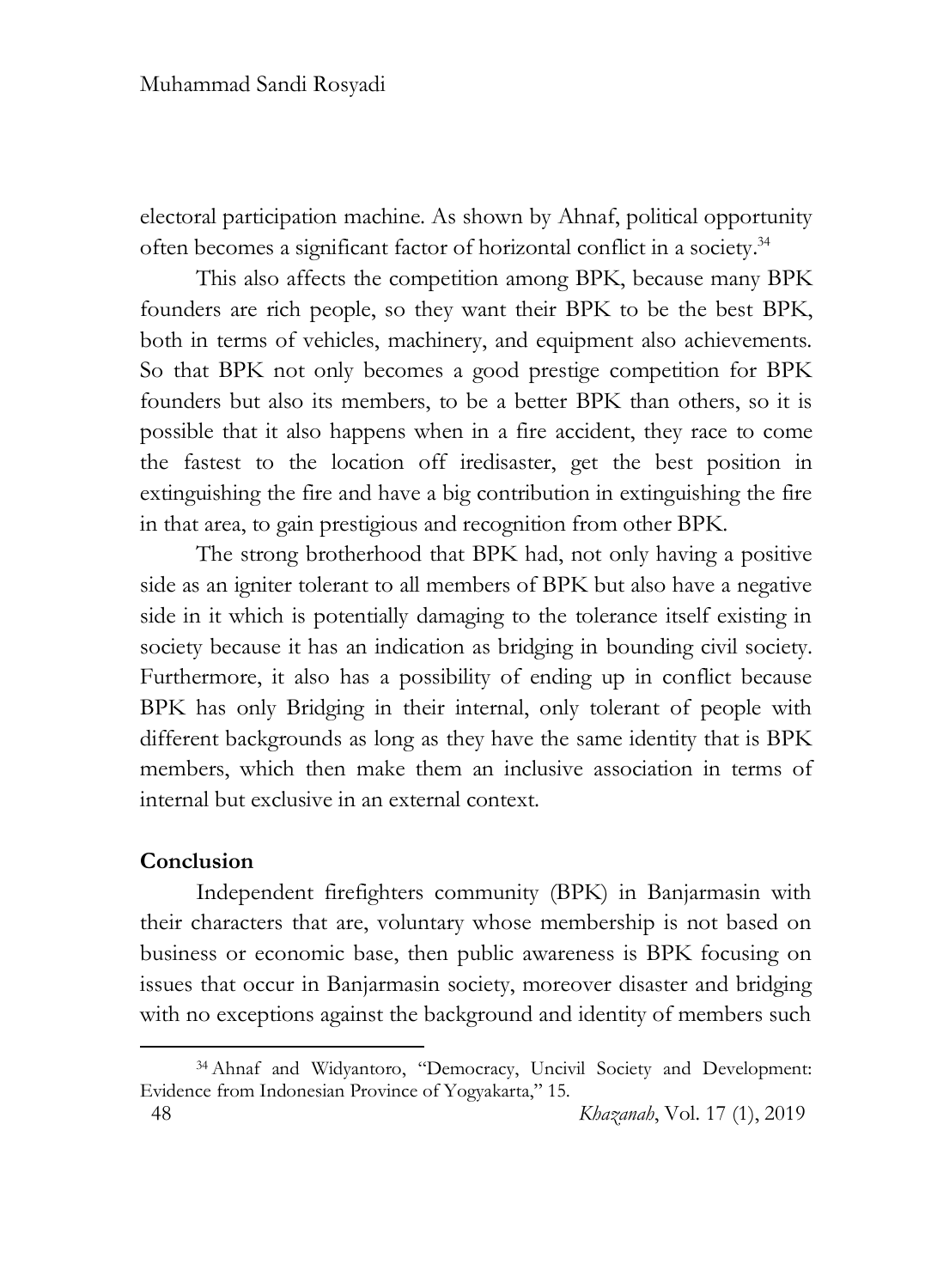electoral participation machine. As shown by Ahnaf, political opportunity often becomes a significant factor of horizontal conflict in a society.[34]

This also affects the competition among BPK, because many BPK founders are rich people, so they want their BPK to be the best BPK, both in terms of vehicles, machinery, and equipment also achievements. So that BPK not only becomes a good prestige competition for BPK founders but also its members, to be a better BPK than others, so it is possible that it also happens when in a fire accident, they race to come the fastest to the location off iredisaster, get the best position in extinguishing the fire and have a big contribution in extinguishing the fire in that area, to gain prestigious and recognition from other BPK.

The strong brotherhood that BPK had, not only having a positive side as an igniter tolerant to all members of BPK but also have a negative side in it which is potentially damaging to the tolerance itself existing in society because it has an indication as bridging in bounding civil society. Furthermore, it also has a possibility of ending up in conflict because BPK has only Bridging in their internal, only tolerant of people with different backgrounds as long as they have the same identity that is BPK members, which then make them an inclusive association in terms of internal but exclusive in an external context.

## Conclusion

Independent firefighters community (BPK) in Banjarmasin with their characters that are, voluntary whose membership is not based on business or economic base, then public awareness is BPK focusing on issues that occur in Banjarmasin society, moreover disaster and bridging with no exceptions against the background and identity of members such

---

[34] Ahnaf and Widyantoro, "Democracy, Uncivil Society and Development: Evidence from Indonesian Province of Yogyakarta," 15.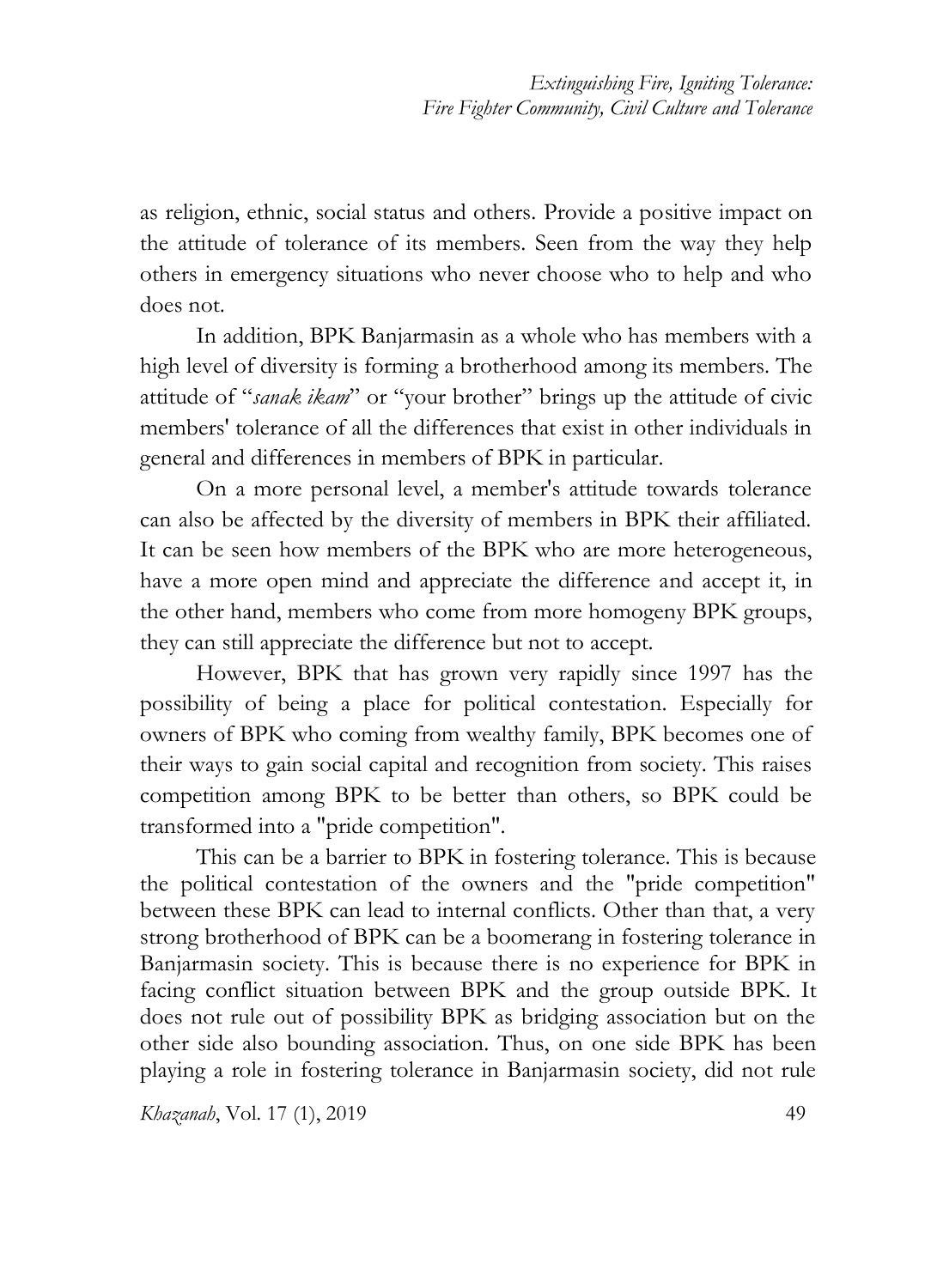as religion, ethnic, social status and others. Provide a positive impact on the attitude of tolerance of its members. Seen from the way they help others in emergency situations who never choose who to help and who does not.

In addition, BPK Banjarmasin as a whole who has members with a high level of diversity is forming a brotherhood among its members. The attitude of "*sanak ikam*" or "your brother" brings up the attitude of civic members' tolerance of all the differences that exist in other individuals in general and differences in members of BPK in particular.

On a more personal level, a member's attitude towards tolerance can also be affected by the diversity of members in BPK their affiliated. It can be seen how members of the BPK who are more heterogeneous, have a more open mind and appreciate the difference and accept it, in the other hand, members who come from more homogeny BPK groups, they can still appreciate the difference but not to accept.

However, BPK that has grown very rapidly since 1997 has the possibility of being a place for political contestation. Especially for owners of BPK who coming from wealthy family, BPK becomes one of their ways to gain social capital and recognition from society. This raises competition among BPK to be better than others, so BPK could be transformed into a "pride competition".

This can be a barrier to BPK in fostering tolerance. This is because the political contestation of the owners and the "pride competition" between these BPK can lead to internal conflicts. Other than that, a very strong brotherhood of BPK can be a boomerang in fostering tolerance in Banjarmasin society. This is because there is no experience for BPK in facing conflict situation between BPK and the group outside BPK. It does not rule out of possibility BPK as bridging association but on the other side also bounding association. Thus, on one side BPK has been playing a role in fostering tolerance in Banjarmasin society, did not rule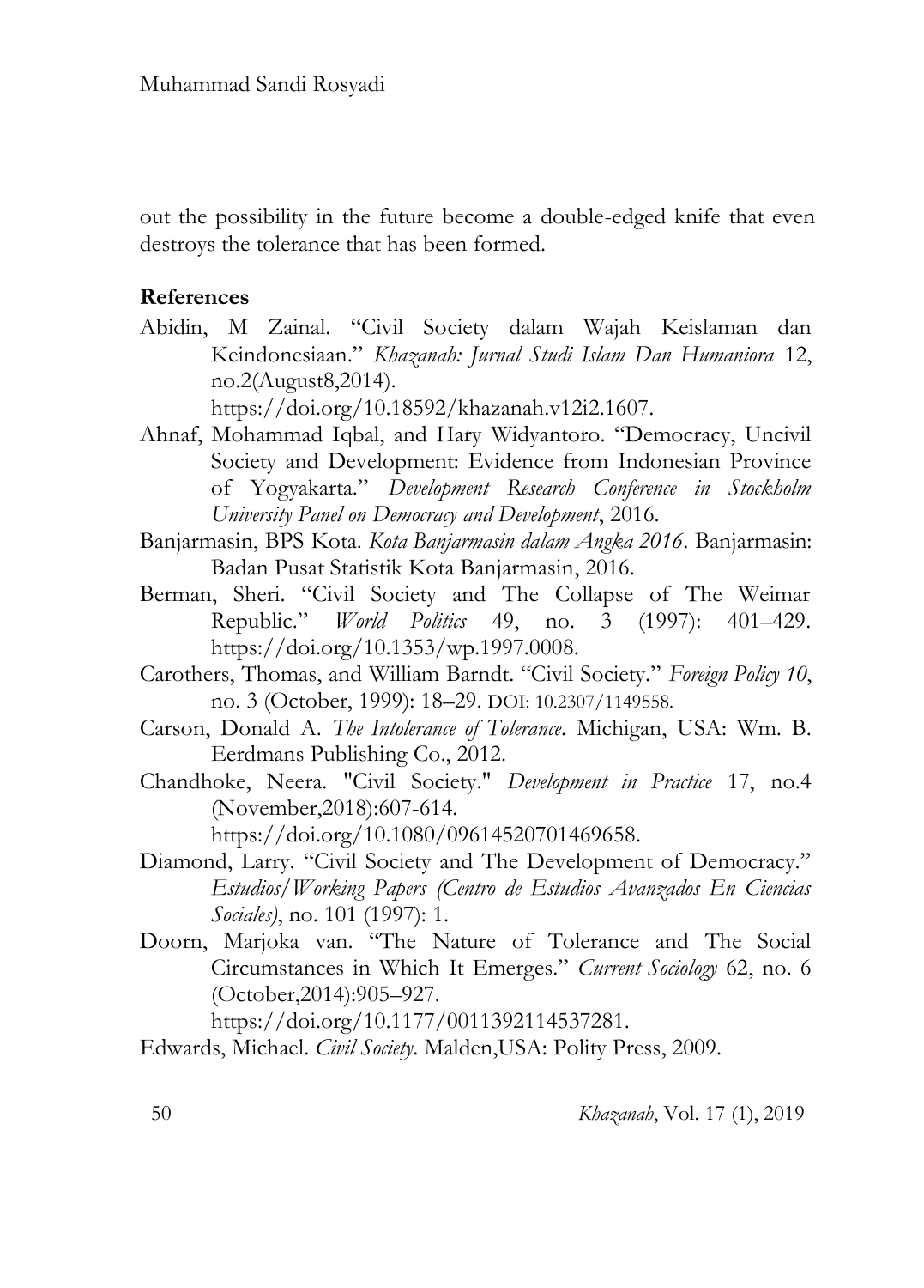out the possibility in the future become a double-edged knife that even destroys the tolerance that has been formed.

## References

Abidin, M Zainal. "Civil Society dalam Wajah Keislaman dan Keindonesiaan." *Khazanah: Jurnal Studi Islam Dan Humaniora* 12, no.2(August8,2014). https://doi.org/10.18592/khazanah.v12i2.1607.

Ahnaf, Mohammad Iqbal, and Hary Widyantoro. "Democracy, Uncivil Society and Development: Evidence from Indonesian Province of Yogyakarta." *Development Research Conference in Stockholm University Panel on Democracy and Development*, 2016.

Banjarmasin, BPS Kota. *Kota Banjarmasin dalam Angka 2016*. Banjarmasin: Badan Pusat Statistik Kota Banjarmasin, 2016.

Berman, Sheri. "Civil Society and The Collapse of The Weimar Republic." *World Politics* 49, no. 3 (1997): 401–429. https://doi.org/10.1353/wp.1997.0008.

Carothers, Thomas, and William Barndt. "Civil Society." *Foreign Policy 10*, no. 3 (October, 1999): 18–29. DOI: 10.2307/1149558.

Carson, Donald A. *The Intolerance of Tolerance*. Michigan, USA: Wm. B. Eerdmans Publishing Co., 2012.

Chandhoke, Neera. "Civil Society." *Development in Practice* 17, no.4 (November,2018):607-614. https://doi.org/10.1080/09614520701469658.

Diamond, Larry. "Civil Society and The Development of Democracy." *Estudios/Working Papers (Centro de Estudios Avanzados En Ciencias Sociales)*, no. 101 (1997): 1.

Doorn, Marjoka van. "The Nature of Tolerance and The Social Circumstances in Which It Emerges." *Current Sociology* 62, no. 6 (October,2014):905–927. https://doi.org/10.1177/0011392114537281.

Edwards, Michael. *Civil Society*. Malden,USA: Polity Press, 2009.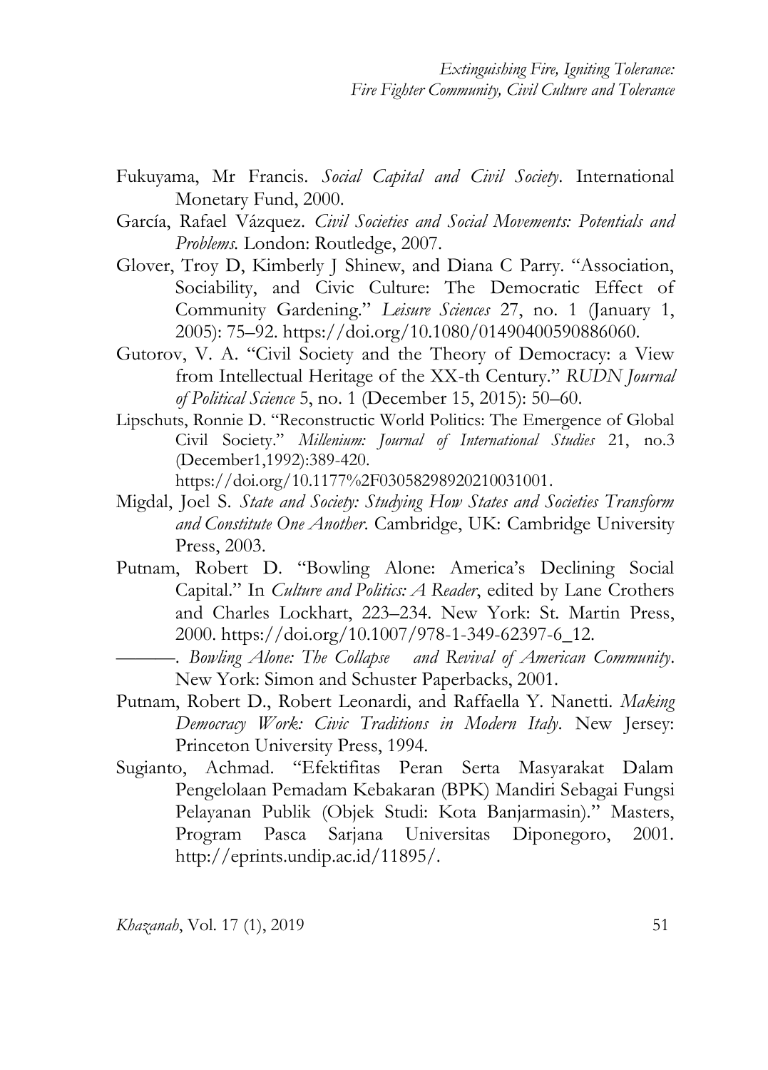Fukuyama, Mr Francis. *Social Capital and Civil Society*. International Monetary Fund, 2000.

García, Rafael Vázquez. *Civil Societies and Social Movements: Potentials and Problems.* London: Routledge, 2007.

Glover, Troy D, Kimberly J Shinew, and Diana C Parry. "Association, Sociability, and Civic Culture: The Democratic Effect of Community Gardening." *Leisure Sciences* 27, no. 1 (January 1, 2005): 75–92. https://doi.org/10.1080/01490400590886060.

Gutorov, V. A. "Civil Society and the Theory of Democracy: a View from Intellectual Heritage of the XX-th Century." *RUDN Journal of Political Science* 5, no. 1 (December 15, 2015): 50–60.

Lipschuts, Ronnie D. "Reconstructic World Politics: The Emergence of Global Civil Society." *Millenium: Journal of International Studies* 21, no.3 (December1,1992):389-420. https://doi.org/10.1177%2F03058298920210031001.

Migdal, Joel S. *State and Society: Studying How States and Societies Transform and Constitute One Another*. Cambridge, UK: Cambridge University Press, 2003.

Putnam, Robert D. "Bowling Alone: America's Declining Social Capital." In *Culture and Politics: A Reader*, edited by Lane Crothers and Charles Lockhart, 223–234. New York: St. Martin Press, 2000. https://doi.org/10.1007/978-1-349-62397-6_12.

———. *Bowling Alone: The Collapse and Revival of American Community*. New York: Simon and Schuster Paperbacks, 2001.

Putnam, Robert D., Robert Leonardi, and Raffaella Y. Nanetti. *Making Democracy Work: Civic Traditions in Modern Italy*. New Jersey: Princeton University Press, 1994.

Sugianto, Achmad. "Efektifitas Peran Serta Masyarakat Dalam Pengelolaan Pemadam Kebakaran (BPK) Mandiri Sebagai Fungsi Pelayanan Publik (Objek Studi: Kota Banjarmasin)." Masters, Program Pasca Sarjana Universitas Diponegoro, 2001. http://eprints.undip.ac.id/11895/.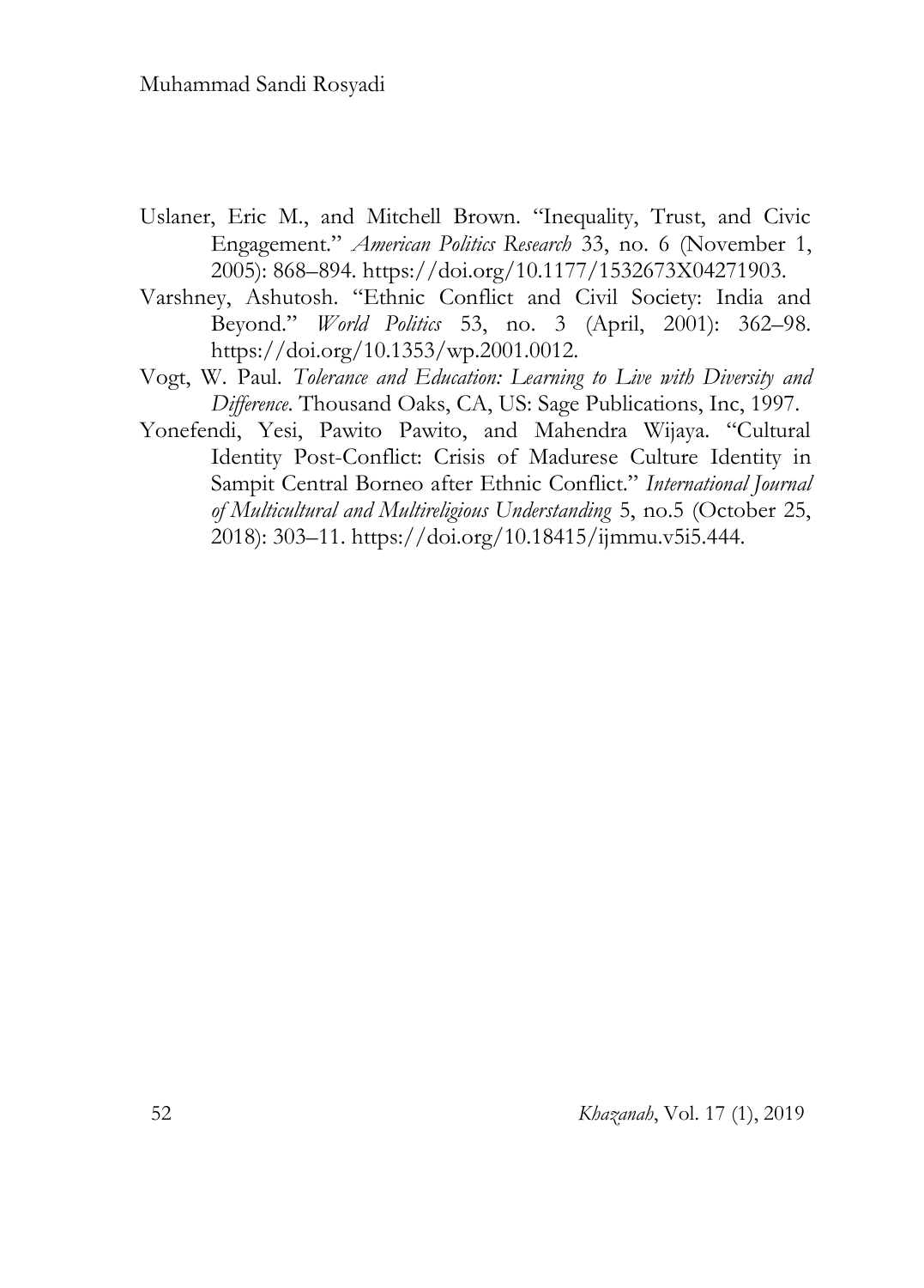Uslaner, Eric M., and Mitchell Brown. "Inequality, Trust, and Civic Engagement." *American Politics Research* 33, no. 6 (November 1, 2005): 868–894. https://doi.org/10.1177/1532673X04271903.

Varshney, Ashutosh. "Ethnic Conflict and Civil Society: India and Beyond." *World Politics* 53, no. 3 (April, 2001): 362–98. https://doi.org/10.1353/wp.2001.0012.

Vogt, W. Paul. *Tolerance and Education: Learning to Live with Diversity and Difference*. Thousand Oaks, CA, US: Sage Publications, Inc, 1997.

Yonefendi, Yesi, Pawito Pawito, and Mahendra Wijaya. "Cultural Identity Post-Conflict: Crisis of Madurese Culture Identity in Sampit Central Borneo after Ethnic Conflict." *International Journal of Multicultural and Multireligious Understanding* 5, no.5 (October 25, 2018): 303–11. https://doi.org/10.18415/ijmmu.v5i5.444.